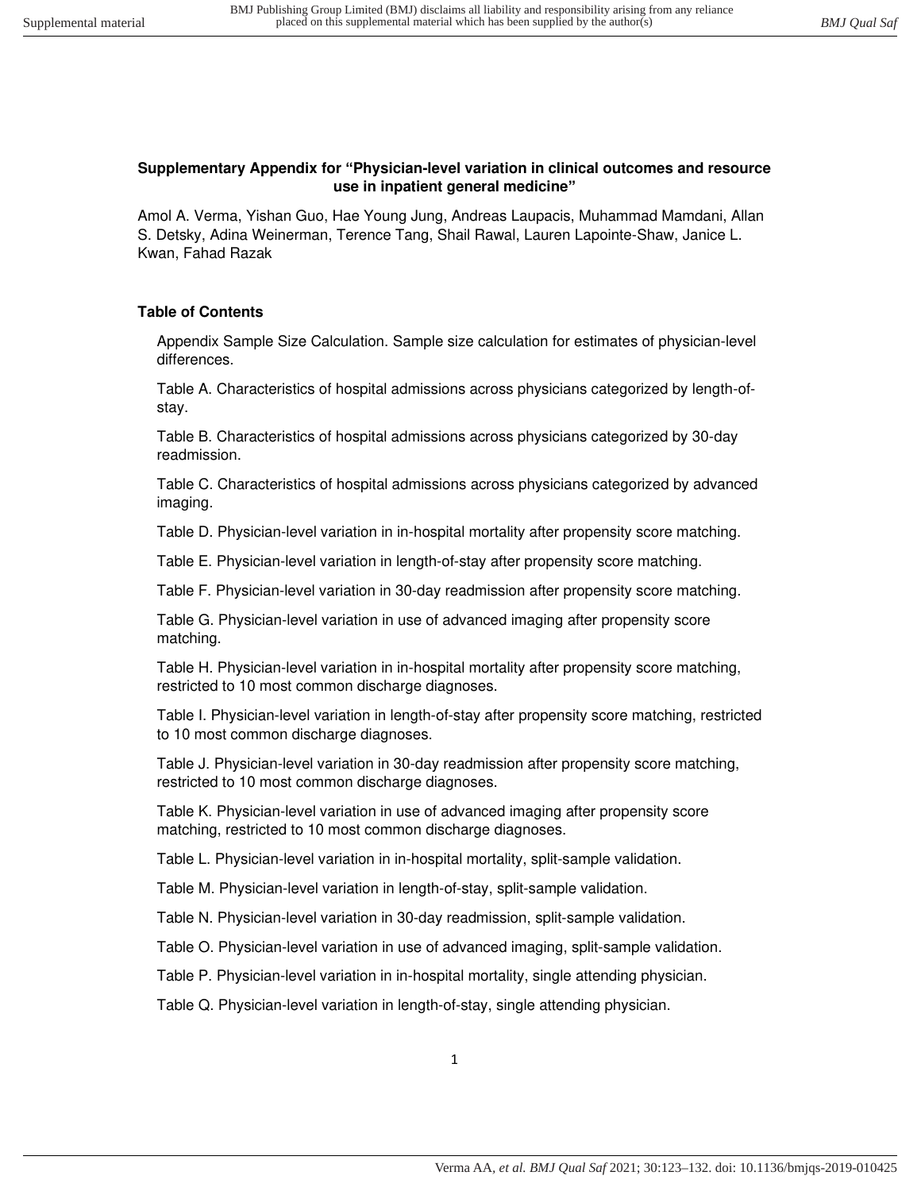**Supplementary Appendix for "Physician-level variation in clinical outcomes and resource use in inpatient general medicine"**

Amol A. Verma, Yishan Guo, Hae Young Jung, Andreas Laupacis, Muhammad Mamdani, Allan S. Detsky, Adina Weinerman, Terence Tang, Shail Rawal, Lauren Lapointe-Shaw, Janice L. Kwan, Fahad Razak

**Table of Contents**

Appendix Sample Size Calculation. Sample size calculation for estimates of physician-level differences.

Table A. Characteristics of hospital admissions across physicians categorized by length-of-stay.

Table B. Characteristics of hospital admissions across physicians categorized by 30-day readmission.

Table C. Characteristics of hospital admissions across physicians categorized by advanced imaging.

Table D. Physician-level variation in in-hospital mortality after propensity score matching.

Table E. Physician-level variation in length-of-stay after propensity score matching.

Table F. Physician-level variation in 30-day readmission after propensity score matching.

Table G. Physician-level variation in use of advanced imaging after propensity score matching.

Table H. Physician-level variation in in-hospital mortality after propensity score matching, restricted to 10 most common discharge diagnoses.

Table I. Physician-level variation in length-of-stay after propensity score matching, restricted to 10 most common discharge diagnoses.

Table J. Physician-level variation in 30-day readmission after propensity score matching, restricted to 10 most common discharge diagnoses.

Table K. Physician-level variation in use of advanced imaging after propensity score matching, restricted to 10 most common discharge diagnoses.

Table L. Physician-level variation in in-hospital mortality, split-sample validation.

Table M. Physician-level variation in length-of-stay, split-sample validation.

Table N. Physician-level variation in 30-day readmission, split-sample validation.

Table O. Physician-level variation in use of advanced imaging, split-sample validation.

Table P. Physician-level variation in in-hospital mortality, single attending physician.

Table Q. Physician-level variation in length-of-stay, single attending physician.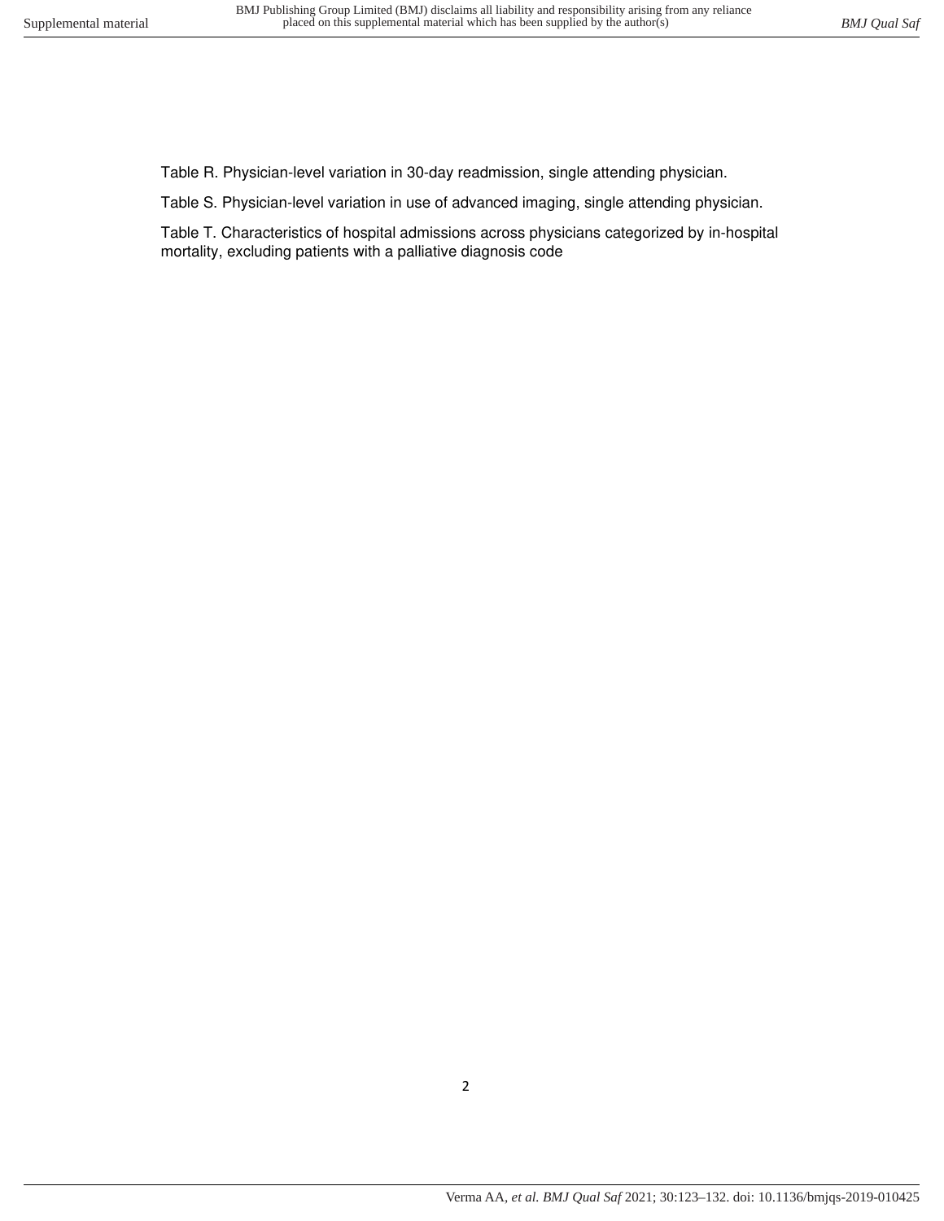Table R. Physician-level variation in 30-day readmission, single attending physician.

Table S. Physician-level variation in use of advanced imaging, single attending physician.

Table T. Characteristics of hospital admissions across physicians categorized by in-hospital mortality, excluding patients with a palliative diagnosis code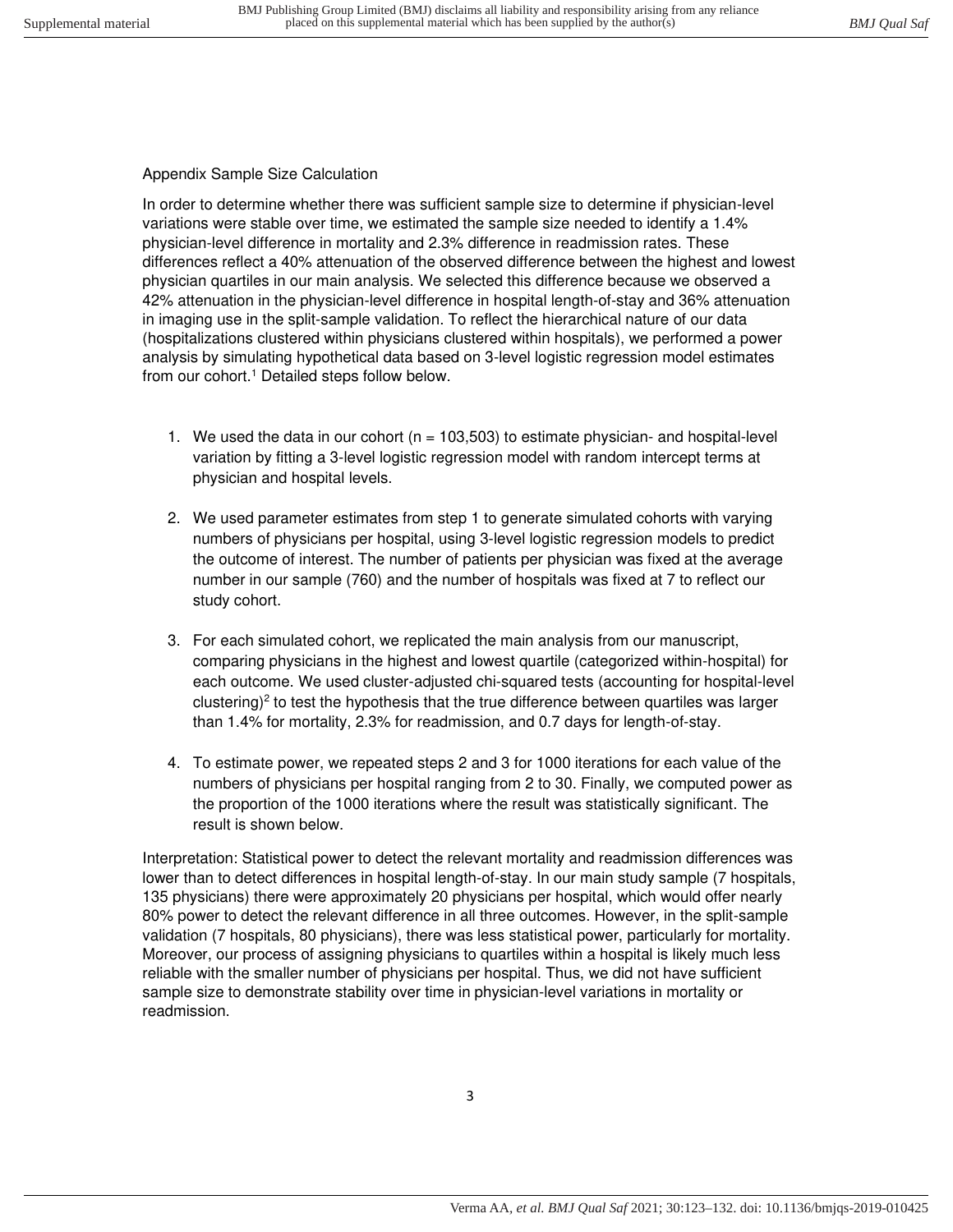Appendix Sample Size Calculation

In order to determine whether there was sufficient sample size to determine if physician-level variations were stable over time, we estimated the sample size needed to identify a 1.4% physician-level difference in mortality and 2.3% difference in readmission rates. These differences reflect a 40% attenuation of the observed difference between the highest and lowest physician quartiles in our main analysis. We selected this difference because we observed a 42% attenuation in the physician-level difference in hospital length-of-stay and 36% attenuation in imaging use in the split-sample validation. To reflect the hierarchical nature of our data (hospitalizations clustered within physicians clustered within hospitals), we performed a power analysis by simulating hypothetical data based on 3-level logistic regression model estimates from our cohort.[1] Detailed steps follow below.

1. We used the data in our cohort (n = 103,503) to estimate physician- and hospital-level variation by fitting a 3-level logistic regression model with random intercept terms at physician and hospital levels.

2. We used parameter estimates from step 1 to generate simulated cohorts with varying numbers of physicians per hospital, using 3-level logistic regression models to predict the outcome of interest. The number of patients per physician was fixed at the average number in our sample (760) and the number of hospitals was fixed at 7 to reflect our study cohort.

3. For each simulated cohort, we replicated the main analysis from our manuscript, comparing physicians in the highest and lowest quartile (categorized within-hospital) for each outcome. We used cluster-adjusted chi-squared tests (accounting for hospital-level clustering)[2] to test the hypothesis that the true difference between quartiles was larger than 1.4% for mortality, 2.3% for readmission, and 0.7 days for length-of-stay.

4. To estimate power, we repeated steps 2 and 3 for 1000 iterations for each value of the numbers of physicians per hospital ranging from 2 to 30. Finally, we computed power as the proportion of the 1000 iterations where the result was statistically significant. The result is shown below.

Interpretation: Statistical power to detect the relevant mortality and readmission differences was lower than to detect differences in hospital length-of-stay. In our main study sample (7 hospitals, 135 physicians) there were approximately 20 physicians per hospital, which would offer nearly 80% power to detect the relevant difference in all three outcomes. However, in the split-sample validation (7 hospitals, 80 physicians), there was less statistical power, particularly for mortality. Moreover, our process of assigning physicians to quartiles within a hospital is likely much less reliable with the smaller number of physicians per hospital. Thus, we did not have sufficient sample size to demonstrate stability over time in physician-level variations in mortality or readmission.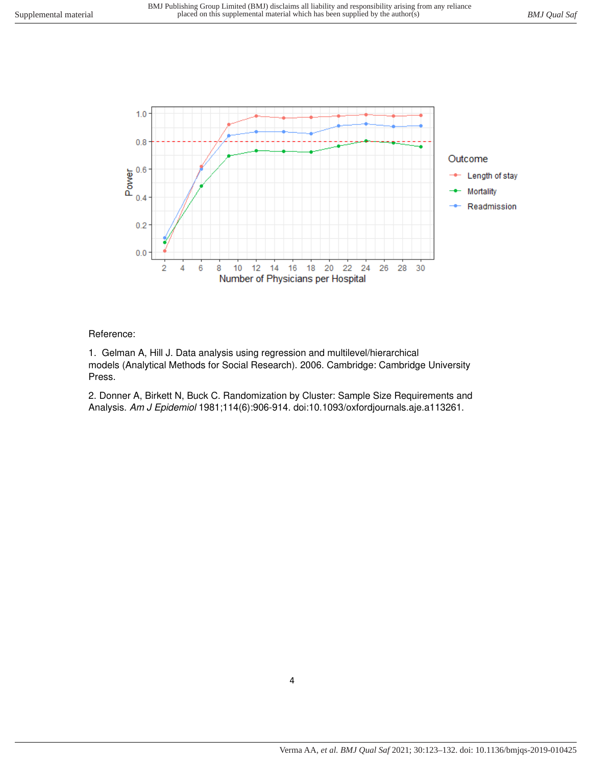Reference:

1. Gelman A, Hill J. Data analysis using regression and multilevel/hierarchical models (Analytical Methods for Social Research). 2006. Cambridge: Cambridge University Press.

2. Donner A, Birkett N, Buck C. Randomization by Cluster: Sample Size Requirements and Analysis. *Am J Epidemiol* 1981;114(6):906-914. doi:10.1093/oxfordjournals.aje.a113261.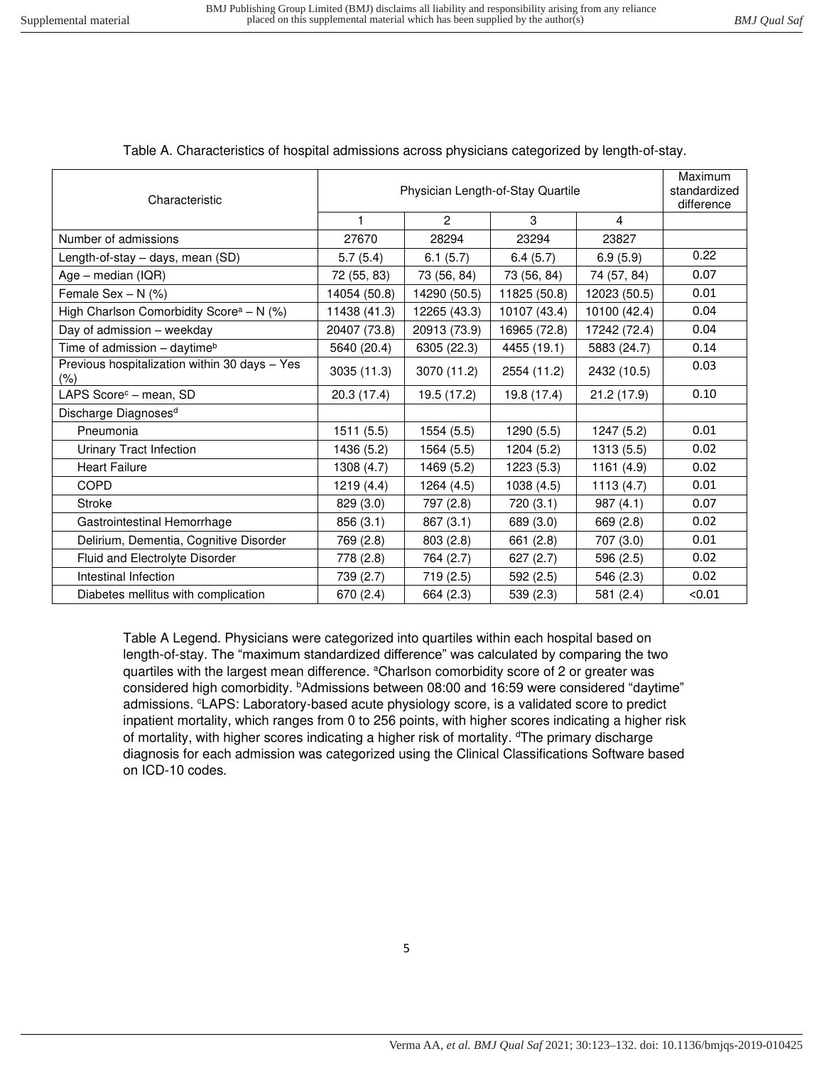Table A. Characteristics of hospital admissions across physicians categorized by length-of-stay.

| Characteristic | Physician Length-of-Stay Quartile | | | | Maximum standardized difference |
|---|---|---|---|---|---|
| | 1 | 2 | 3 | 4 | |
| Number of admissions | 27670 | 28294 | 23294 | 23827 | |
| Length-of-stay – days, mean (SD) | 5.7 (5.4) | 6.1 (5.7) | 6.4 (5.7) | 6.9 (5.9) | 0.22 |
| Age – median (IQR) | 72 (55, 83) | 73 (56, 84) | 73 (56, 84) | 74 (57, 84) | 0.07 |
| Female Sex – N (%) | 14054 (50.8) | 14290 (50.5) | 11825 (50.8) | 12023 (50.5) | 0.01 |
| High Charlson Comorbidity Score[a] – N (%) | 11438 (41.3) | 12265 (43.3) | 10107 (43.4) | 10100 (42.4) | 0.04 |
| Day of admission – weekday | 20407 (73.8) | 20913 (73.9) | 16965 (72.8) | 17242 (72.4) | 0.04 |
| Time of admission – daytime[b] | 5640 (20.4) | 6305 (22.3) | 4455 (19.1) | 5883 (24.7) | 0.14 |
| Previous hospitalization within 30 days – Yes (%) | 3035 (11.3) | 3070 (11.2) | 2554 (11.2) | 2432 (10.5) | 0.03 |
| LAPS Score[c] – mean, SD | 20.3 (17.4) | 19.5 (17.2) | 19.8 (17.4) | 21.2 (17.9) | 0.10 |
| Discharge Diagnoses[d] | | | | | |
| Pneumonia | 1511 (5.5) | 1554 (5.5) | 1290 (5.5) | 1247 (5.2) | 0.01 |
| Urinary Tract Infection | 1436 (5.2) | 1564 (5.5) | 1204 (5.2) | 1313 (5.5) | 0.02 |
| Heart Failure | 1308 (4.7) | 1469 (5.2) | 1223 (5.3) | 1161 (4.9) | 0.02 |
| COPD | 1219 (4.4) | 1264 (4.5) | 1038 (4.5) | 1113 (4.7) | 0.01 |
| Stroke | 829 (3.0) | 797 (2.8) | 720 (3.1) | 987 (4.1) | 0.07 |
| Gastrointestinal Hemorrhage | 856 (3.1) | 867 (3.1) | 689 (3.0) | 669 (2.8) | 0.02 |
| Delirium, Dementia, Cognitive Disorder | 769 (2.8) | 803 (2.8) | 661 (2.8) | 707 (3.0) | 0.01 |
| Fluid and Electrolyte Disorder | 778 (2.8) | 764 (2.7) | 627 (2.7) | 596 (2.5) | 0.02 |
| Intestinal Infection | 739 (2.7) | 719 (2.5) | 592 (2.5) | 546 (2.3) | 0.02 |
| Diabetes mellitus with complication | 670 (2.4) | 664 (2.3) | 539 (2.3) | 581 (2.4) | <0.01 |

Table A Legend. Physicians were categorized into quartiles within each hospital based on length-of-stay. The "maximum standardized difference" was calculated by comparing the two quartiles with the largest mean difference. [a]Charlson comorbidity score of 2 or greater was considered high comorbidity. [b]Admissions between 08:00 and 16:59 were considered "daytime" admissions. [c]LAPS: Laboratory-based acute physiology score, is a validated score to predict inpatient mortality, which ranges from 0 to 256 points, with higher scores indicating a higher risk of mortality, with higher scores indicating a higher risk of mortality. [d]The primary discharge diagnosis for each admission was categorized using the Clinical Classifications Software based on ICD-10 codes.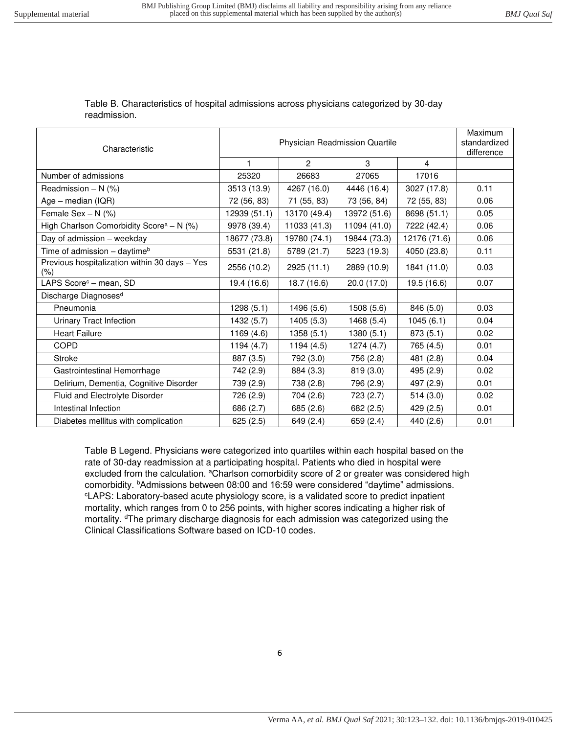Table B. Characteristics of hospital admissions across physicians categorized by 30-day readmission.

| Characteristic | Physician Readmission Quartile | | | | Maximum standardized difference |
|---|---|---|---|---|---|
| | 1 | 2 | 3 | 4 | |
| Number of admissions | 25320 | 26683 | 27065 | 17016 | |
| Readmission – N (%) | 3513 (13.9) | 4267 (16.0) | 4446 (16.4) | 3027 (17.8) | 0.11 |
| Age – median (IQR) | 72 (56, 83) | 71 (55, 83) | 73 (56, 84) | 72 (55, 83) | 0.06 |
| Female Sex – N (%) | 12939 (51.1) | 13170 (49.4) | 13972 (51.6) | 8698 (51.1) | 0.05 |
| High Charlson Comorbidity Score[a] – N (%) | 9978 (39.4) | 11033 (41.3) | 11094 (41.0) | 7222 (42.4) | 0.06 |
| Day of admission – weekday | 18677 (73.8) | 19780 (74.1) | 19844 (73.3) | 12176 (71.6) | 0.06 |
| Time of admission – daytime[b] | 5531 (21.8) | 5789 (21.7) | 5223 (19.3) | 4050 (23.8) | 0.11 |
| Previous hospitalization within 30 days – Yes (%) | 2556 (10.2) | 2925 (11.1) | 2889 (10.9) | 1841 (11.0) | 0.03 |
| LAPS Score[c] – mean, SD | 19.4 (16.6) | 18.7 (16.6) | 20.0 (17.0) | 19.5 (16.6) | 0.07 |
| Discharge Diagnoses[d] | | | | | |
| Pneumonia | 1298 (5.1) | 1496 (5.6) | 1508 (5.6) | 846 (5.0) | 0.03 |
| Urinary Tract Infection | 1432 (5.7) | 1405 (5.3) | 1468 (5.4) | 1045 (6.1) | 0.04 |
| Heart Failure | 1169 (4.6) | 1358 (5.1) | 1380 (5.1) | 873 (5.1) | 0.02 |
| COPD | 1194 (4.7) | 1194 (4.5) | 1274 (4.7) | 765 (4.5) | 0.01 |
| Stroke | 887 (3.5) | 792 (3.0) | 756 (2.8) | 481 (2.8) | 0.04 |
| Gastrointestinal Hemorrhage | 742 (2.9) | 884 (3.3) | 819 (3.0) | 495 (2.9) | 0.02 |
| Delirium, Dementia, Cognitive Disorder | 739 (2.9) | 738 (2.8) | 796 (2.9) | 497 (2.9) | 0.01 |
| Fluid and Electrolyte Disorder | 726 (2.9) | 704 (2.6) | 723 (2.7) | 514 (3.0) | 0.02 |
| Intestinal Infection | 686 (2.7) | 685 (2.6) | 682 (2.5) | 429 (2.5) | 0.01 |
| Diabetes mellitus with complication | 625 (2.5) | 649 (2.4) | 659 (2.4) | 440 (2.6) | 0.01 |

Table B Legend. Physicians were categorized into quartiles within each hospital based on the rate of 30-day readmission at a participating hospital. Patients who died in hospital were excluded from the calculation. [a]Charlson comorbidity score of 2 or greater was considered high comorbidity. [b]Admissions between 08:00 and 16:59 were considered "daytime" admissions. [c]LAPS: Laboratory-based acute physiology score, is a validated score to predict inpatient mortality, which ranges from 0 to 256 points, with higher scores indicating a higher risk of mortality. [d]The primary discharge diagnosis for each admission was categorized using the Clinical Classifications Software based on ICD-10 codes.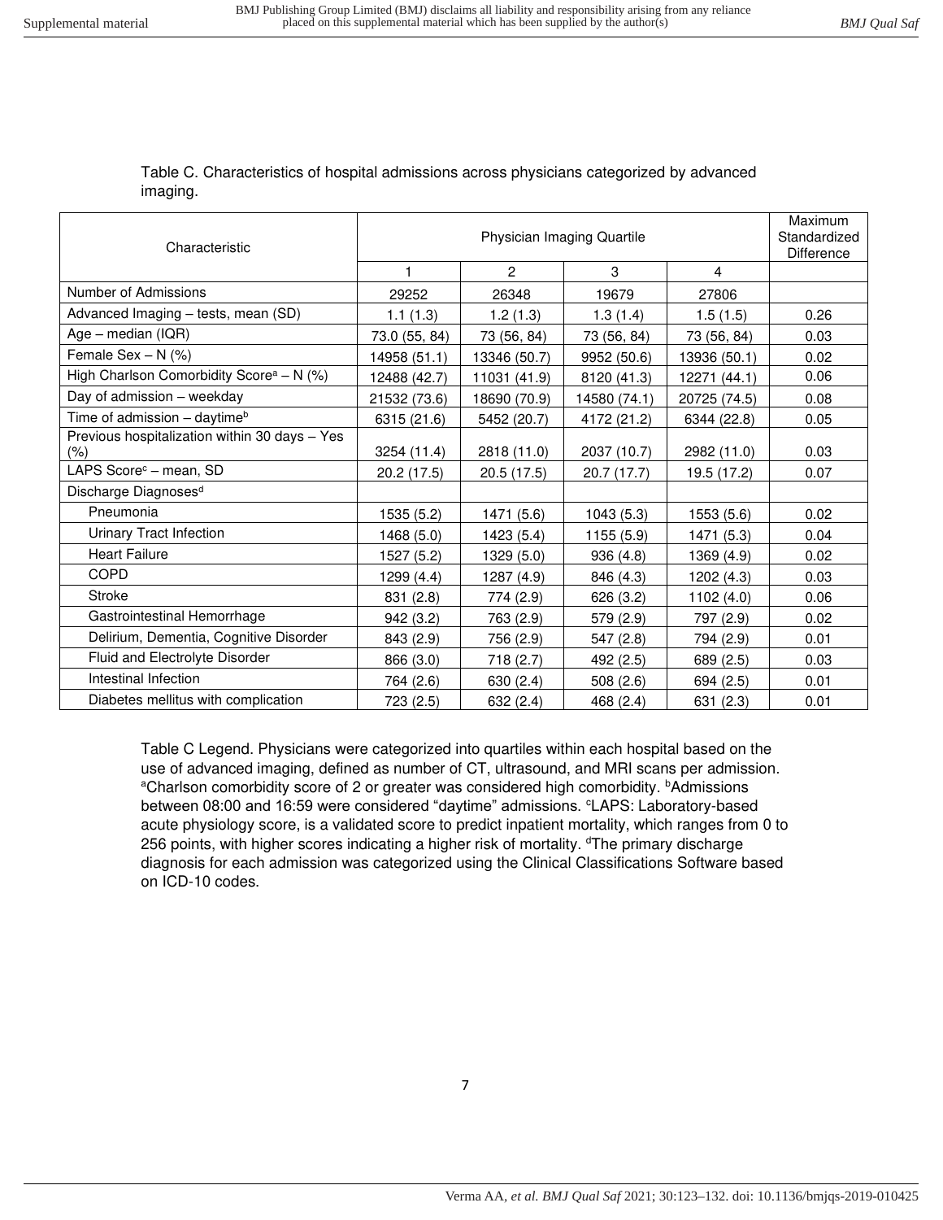Table C. Characteristics of hospital admissions across physicians categorized by advanced imaging.

| Characteristic | Physician Imaging Quartile | | | | Maximum Standardized Difference |
|---|---|---|---|---|---|
| | 1 | 2 | 3 | 4 | |
| Number of Admissions | 29252 | 26348 | 19679 | 27806 | |
| Advanced Imaging – tests, mean (SD) | 1.1 (1.3) | 1.2 (1.3) | 1.3 (1.4) | 1.5 (1.5) | 0.26 |
| Age – median (IQR) | 73.0 (55, 84) | 73 (56, 84) | 73 (56, 84) | 73 (56, 84) | 0.03 |
| Female Sex – N (%) | 14958 (51.1) | 13346 (50.7) | 9952 (50.6) | 13936 (50.1) | 0.02 |
| High Charlson Comorbidity Score[a] – N (%) | 12488 (42.7) | 11031 (41.9) | 8120 (41.3) | 12271 (44.1) | 0.06 |
| Day of admission – weekday | 21532 (73.6) | 18690 (70.9) | 14580 (74.1) | 20725 (74.5) | 0.08 |
| Time of admission – daytime[b] | 6315 (21.6) | 5452 (20.7) | 4172 (21.2) | 6344 (22.8) | 0.05 |
| Previous hospitalization within 30 days – Yes (%) | 3254 (11.4) | 2818 (11.0) | 2037 (10.7) | 2982 (11.0) | 0.03 |
| LAPS Score[c] – mean, SD | 20.2 (17.5) | 20.5 (17.5) | 20.7 (17.7) | 19.5 (17.2) | 0.07 |
| Discharge Diagnoses[d] | | | | | |
| Pneumonia | 1535 (5.2) | 1471 (5.6) | 1043 (5.3) | 1553 (5.6) | 0.02 |
| Urinary Tract Infection | 1468 (5.0) | 1423 (5.4) | 1155 (5.9) | 1471 (5.3) | 0.04 |
| Heart Failure | 1527 (5.2) | 1329 (5.0) | 936 (4.8) | 1369 (4.9) | 0.02 |
| COPD | 1299 (4.4) | 1287 (4.9) | 846 (4.3) | 1202 (4.3) | 0.03 |
| Stroke | 831 (2.8) | 774 (2.9) | 626 (3.2) | 1102 (4.0) | 0.06 |
| Gastrointestinal Hemorrhage | 942 (3.2) | 763 (2.9) | 579 (2.9) | 797 (2.9) | 0.02 |
| Delirium, Dementia, Cognitive Disorder | 843 (2.9) | 756 (2.9) | 547 (2.8) | 794 (2.9) | 0.01 |
| Fluid and Electrolyte Disorder | 866 (3.0) | 718 (2.7) | 492 (2.5) | 689 (2.5) | 0.03 |
| Intestinal Infection | 764 (2.6) | 630 (2.4) | 508 (2.6) | 694 (2.5) | 0.01 |
| Diabetes mellitus with complication | 723 (2.5) | 632 (2.4) | 468 (2.4) | 631 (2.3) | 0.01 |

Table C Legend. Physicians were categorized into quartiles within each hospital based on the use of advanced imaging, defined as number of CT, ultrasound, and MRI scans per admission. [a]Charlson comorbidity score of 2 or greater was considered high comorbidity. [b]Admissions between 08:00 and 16:59 were considered "daytime" admissions. [c]LAPS: Laboratory-based acute physiology score, is a validated score to predict inpatient mortality, which ranges from 0 to 256 points, with higher scores indicating a higher risk of mortality. [d]The primary discharge diagnosis for each admission was categorized using the Clinical Classifications Software based on ICD-10 codes.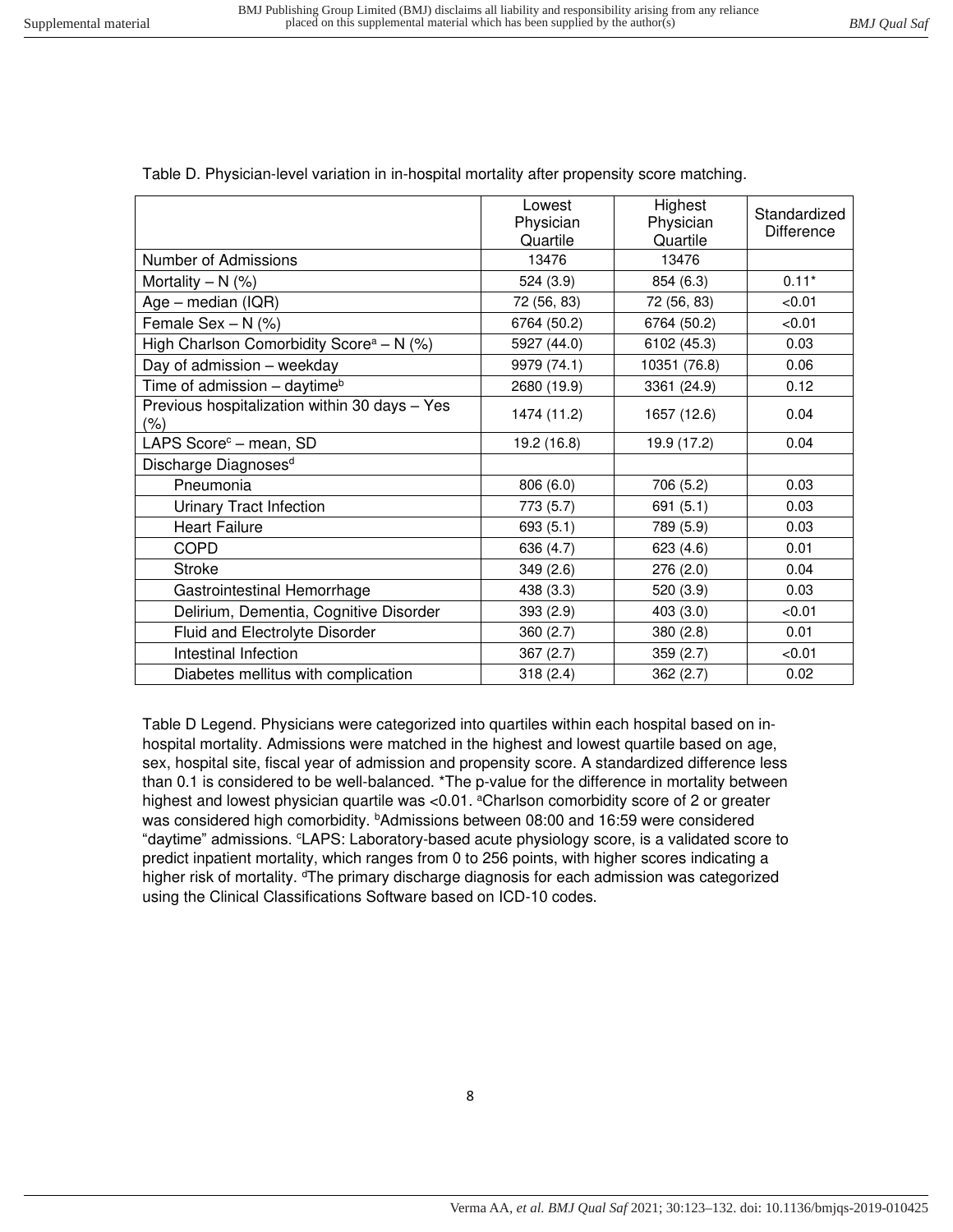Table D. Physician-level variation in in-hospital mortality after propensity score matching.

| | Lowest Physician Quartile | Highest Physician Quartile | Standardized Difference |
|---|---|---|---|
| Number of Admissions | 13476 | 13476 | |
| Mortality – N (%) | 524 (3.9) | 854 (6.3) | 0.11* |
| Age – median (IQR) | 72 (56, 83) | 72 (56, 83) | <0.01 |
| Female Sex – N (%) | 6764 (50.2) | 6764 (50.2) | <0.01 |
| High Charlson Comorbidity Score[a] – N (%) | 5927 (44.0) | 6102 (45.3) | 0.03 |
| Day of admission – weekday | 9979 (74.1) | 10351 (76.8) | 0.06 |
| Time of admission – daytime[b] | 2680 (19.9) | 3361 (24.9) | 0.12 |
| Previous hospitalization within 30 days – Yes (%) | 1474 (11.2) | 1657 (12.6) | 0.04 |
| LAPS Score[c] – mean, SD | 19.2 (16.8) | 19.9 (17.2) | 0.04 |
| Discharge Diagnoses[d] | | | |
| Pneumonia | 806 (6.0) | 706 (5.2) | 0.03 |
| Urinary Tract Infection | 773 (5.7) | 691 (5.1) | 0.03 |
| Heart Failure | 693 (5.1) | 789 (5.9) | 0.03 |
| COPD | 636 (4.7) | 623 (4.6) | 0.01 |
| Stroke | 349 (2.6) | 276 (2.0) | 0.04 |
| Gastrointestinal Hemorrhage | 438 (3.3) | 520 (3.9) | 0.03 |
| Delirium, Dementia, Cognitive Disorder | 393 (2.9) | 403 (3.0) | <0.01 |
| Fluid and Electrolyte Disorder | 360 (2.7) | 380 (2.8) | 0.01 |
| Intestinal Infection | 367 (2.7) | 359 (2.7) | <0.01 |
| Diabetes mellitus with complication | 318 (2.4) | 362 (2.7) | 0.02 |

Table D Legend. Physicians were categorized into quartiles within each hospital based on in-hospital mortality. Admissions were matched in the highest and lowest quartile based on age, sex, hospital site, fiscal year of admission and propensity score. A standardized difference less than 0.1 is considered to be well-balanced. *The p-value for the difference in mortality between highest and lowest physician quartile was <0.01. [a]Charlson comorbidity score of 2 or greater was considered high comorbidity. [b]Admissions between 08:00 and 16:59 were considered "daytime" admissions. [c]LAPS: Laboratory-based acute physiology score, is a validated score to predict inpatient mortality, which ranges from 0 to 256 points, with higher scores indicating a higher risk of mortality. [d]The primary discharge diagnosis for each admission was categorized using the Clinical Classifications Software based on ICD-10 codes.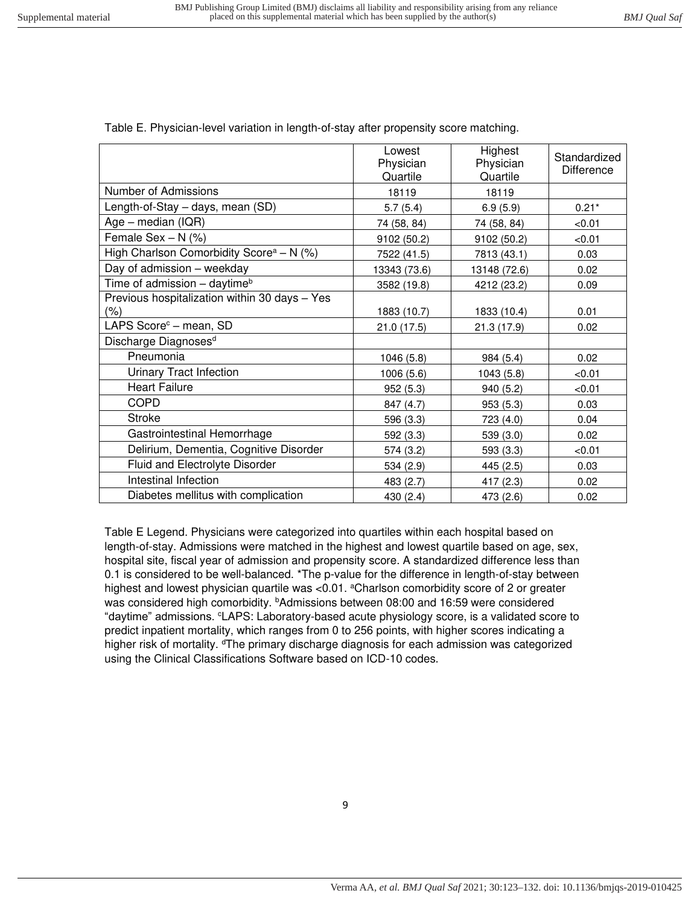Table E. Physician-level variation in length-of-stay after propensity score matching.

| | Lowest Physician Quartile | Highest Physician Quartile | Standardized Difference |
|---|---|---|---|
| Number of Admissions | 18119 | 18119 | |
| Length-of-Stay – days, mean (SD) | 5.7 (5.4) | 6.9 (5.9) | 0.21* |
| Age – median (IQR) | 74 (58, 84) | 74 (58, 84) | <0.01 |
| Female Sex – N (%) | 9102 (50.2) | 9102 (50.2) | <0.01 |
| High Charlson Comorbidity Score[a] – N (%) | 7522 (41.5) | 7813 (43.1) | 0.03 |
| Day of admission – weekday | 13343 (73.6) | 13148 (72.6) | 0.02 |
| Time of admission – daytime[b] | 3582 (19.8) | 4212 (23.2) | 0.09 |
| Previous hospitalization within 30 days – Yes (%) | 1883 (10.7) | 1833 (10.4) | 0.01 |
| LAPS Score[c] – mean, SD | 21.0 (17.5) | 21.3 (17.9) | 0.02 |
| Discharge Diagnoses[d] | | | |
| Pneumonia | 1046 (5.8) | 984 (5.4) | 0.02 |
| Urinary Tract Infection | 1006 (5.6) | 1043 (5.8) | <0.01 |
| Heart Failure | 952 (5.3) | 940 (5.2) | <0.01 |
| COPD | 847 (4.7) | 953 (5.3) | 0.03 |
| Stroke | 596 (3.3) | 723 (4.0) | 0.04 |
| Gastrointestinal Hemorrhage | 592 (3.3) | 539 (3.0) | 0.02 |
| Delirium, Dementia, Cognitive Disorder | 574 (3.2) | 593 (3.3) | <0.01 |
| Fluid and Electrolyte Disorder | 534 (2.9) | 445 (2.5) | 0.03 |
| Intestinal Infection | 483 (2.7) | 417 (2.3) | 0.02 |
| Diabetes mellitus with complication | 430 (2.4) | 473 (2.6) | 0.02 |

Table E Legend. Physicians were categorized into quartiles within each hospital based on length-of-stay. Admissions were matched in the highest and lowest quartile based on age, sex, hospital site, fiscal year of admission and propensity score. A standardized difference less than 0.1 is considered to be well-balanced. *The p-value for the difference in length-of-stay between highest and lowest physician quartile was <0.01. [a]Charlson comorbidity score of 2 or greater was considered high comorbidity. [b]Admissions between 08:00 and 16:59 were considered "daytime" admissions. [c]LAPS: Laboratory-based acute physiology score, is a validated score to predict inpatient mortality, which ranges from 0 to 256 points, with higher scores indicating a higher risk of mortality. [d]The primary discharge diagnosis for each admission was categorized using the Clinical Classifications Software based on ICD-10 codes.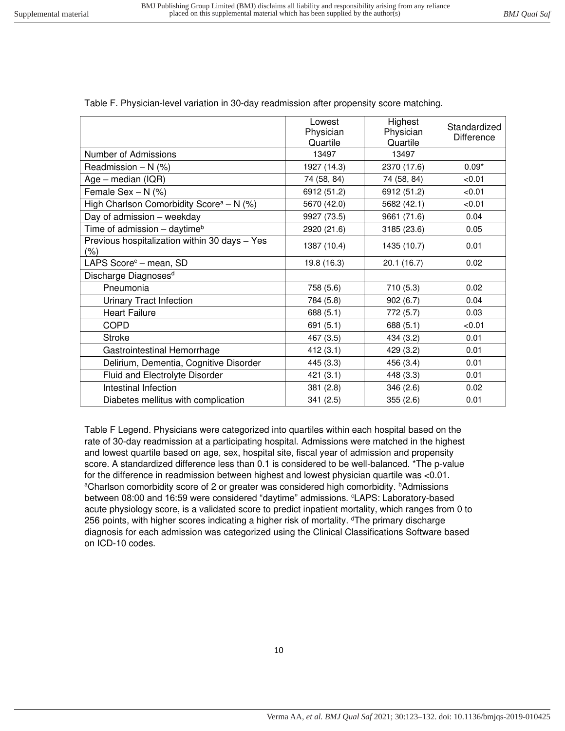Table F. Physician-level variation in 30-day readmission after propensity score matching.

| | Lowest Physician Quartile | Highest Physician Quartile | Standardized Difference |
|---|---|---|---|
| Number of Admissions | 13497 | 13497 | |
| Readmission – N (%) | 1927 (14.3) | 2370 (17.6) | 0.09* |
| Age – median (IQR) | 74 (58, 84) | 74 (58, 84) | <0.01 |
| Female Sex – N (%) | 6912 (51.2) | 6912 (51.2) | <0.01 |
| High Charlson Comorbidity Score[a] – N (%) | 5670 (42.0) | 5682 (42.1) | <0.01 |
| Day of admission – weekday | 9927 (73.5) | 9661 (71.6) | 0.04 |
| Time of admission – daytime[b] | 2920 (21.6) | 3185 (23.6) | 0.05 |
| Previous hospitalization within 30 days – Yes (%) | 1387 (10.4) | 1435 (10.7) | 0.01 |
| LAPS Score[c] – mean, SD | 19.8 (16.3) | 20.1 (16.7) | 0.02 |
| Discharge Diagnoses[d] | | | |
| Pneumonia | 758 (5.6) | 710 (5.3) | 0.02 |
| Urinary Tract Infection | 784 (5.8) | 902 (6.7) | 0.04 |
| Heart Failure | 688 (5.1) | 772 (5.7) | 0.03 |
| COPD | 691 (5.1) | 688 (5.1) | <0.01 |
| Stroke | 467 (3.5) | 434 (3.2) | 0.01 |
| Gastrointestinal Hemorrhage | 412 (3.1) | 429 (3.2) | 0.01 |
| Delirium, Dementia, Cognitive Disorder | 445 (3.3) | 456 (3.4) | 0.01 |
| Fluid and Electrolyte Disorder | 421 (3.1) | 448 (3.3) | 0.01 |
| Intestinal Infection | 381 (2.8) | 346 (2.6) | 0.02 |
| Diabetes mellitus with complication | 341 (2.5) | 355 (2.6) | 0.01 |

Table F Legend. Physicians were categorized into quartiles within each hospital based on the rate of 30-day readmission at a participating hospital. Admissions were matched in the highest and lowest quartile based on age, sex, hospital site, fiscal year of admission and propensity score. A standardized difference less than 0.1 is considered to be well-balanced. *The p-value for the difference in readmission between highest and lowest physician quartile was <0.01. [a]Charlson comorbidity score of 2 or greater was considered high comorbidity. [b]Admissions between 08:00 and 16:59 were considered "daytime" admissions. [c]LAPS: Laboratory-based acute physiology score, is a validated score to predict inpatient mortality, which ranges from 0 to 256 points, with higher scores indicating a higher risk of mortality. [d]The primary discharge diagnosis for each admission was categorized using the Clinical Classifications Software based on ICD-10 codes.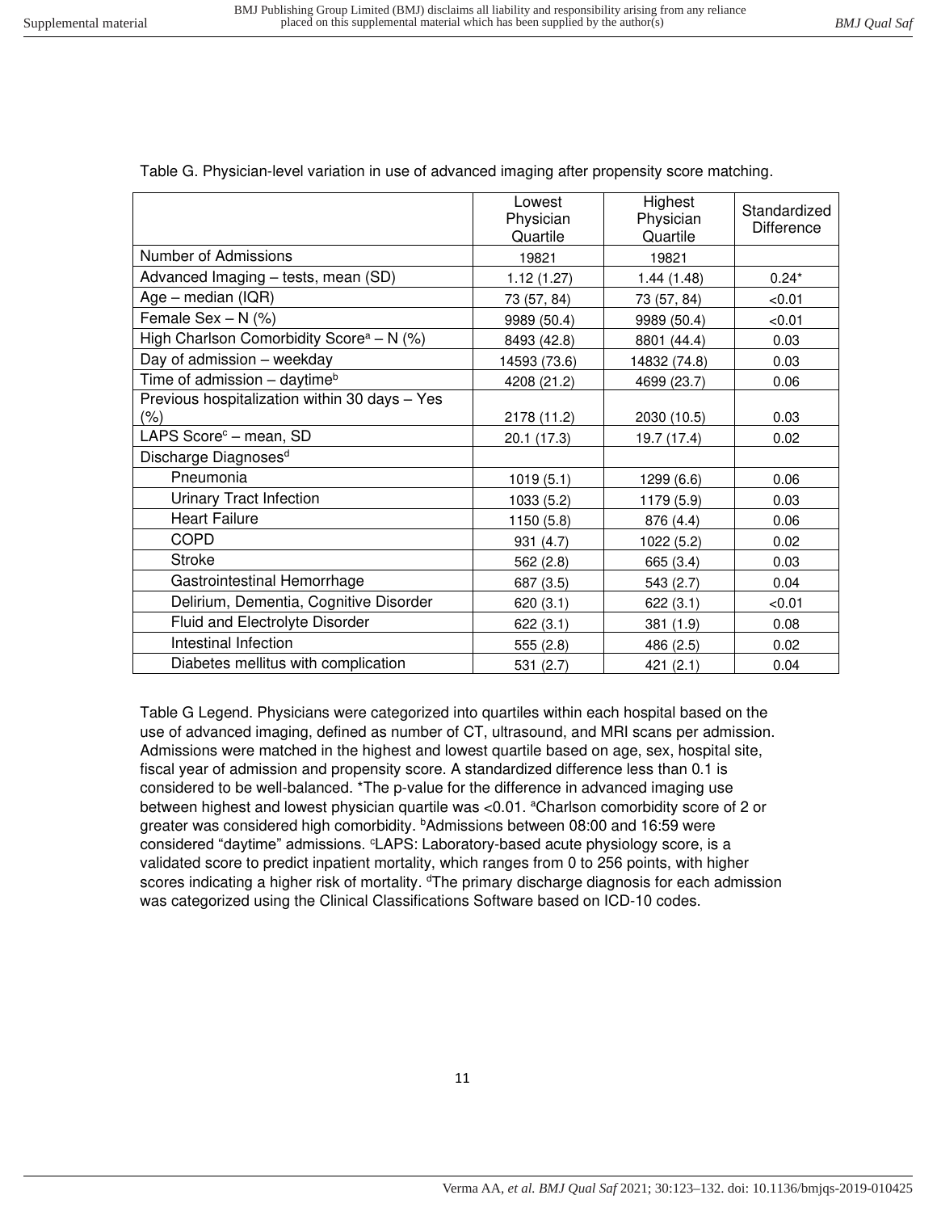Table G. Physician-level variation in use of advanced imaging after propensity score matching.

| | Lowest Physician Quartile | Highest Physician Quartile | Standardized Difference |
|---|---|---|---|
| Number of Admissions | 19821 | 19821 | |
| Advanced Imaging – tests, mean (SD) | 1.12 (1.27) | 1.44 (1.48) | 0.24* |
| Age – median (IQR) | 73 (57, 84) | 73 (57, 84) | <0.01 |
| Female Sex – N (%) | 9989 (50.4) | 9989 (50.4) | <0.01 |
| High Charlson Comorbidity Score[a] – N (%) | 8493 (42.8) | 8801 (44.4) | 0.03 |
| Day of admission – weekday | 14593 (73.6) | 14832 (74.8) | 0.03 |
| Time of admission – daytime[b] | 4208 (21.2) | 4699 (23.7) | 0.06 |
| Previous hospitalization within 30 days – Yes (%) | 2178 (11.2) | 2030 (10.5) | 0.03 |
| LAPS Score[c] – mean, SD | 20.1 (17.3) | 19.7 (17.4) | 0.02 |
| Discharge Diagnoses[d] | | | |
| Pneumonia | 1019 (5.1) | 1299 (6.6) | 0.06 |
| Urinary Tract Infection | 1033 (5.2) | 1179 (5.9) | 0.03 |
| Heart Failure | 1150 (5.8) | 876 (4.4) | 0.06 |
| COPD | 931 (4.7) | 1022 (5.2) | 0.02 |
| Stroke | 562 (2.8) | 665 (3.4) | 0.03 |
| Gastrointestinal Hemorrhage | 687 (3.5) | 543 (2.7) | 0.04 |
| Delirium, Dementia, Cognitive Disorder | 620 (3.1) | 622 (3.1) | <0.01 |
| Fluid and Electrolyte Disorder | 622 (3.1) | 381 (1.9) | 0.08 |
| Intestinal Infection | 555 (2.8) | 486 (2.5) | 0.02 |
| Diabetes mellitus with complication | 531 (2.7) | 421 (2.1) | 0.04 |

Table G Legend. Physicians were categorized into quartiles within each hospital based on the use of advanced imaging, defined as number of CT, ultrasound, and MRI scans per admission. Admissions were matched in the highest and lowest quartile based on age, sex, hospital site, fiscal year of admission and propensity score. A standardized difference less than 0.1 is considered to be well-balanced. *The p-value for the difference in advanced imaging use between highest and lowest physician quartile was <0.01. [a]Charlson comorbidity score of 2 or greater was considered high comorbidity. [b]Admissions between 08:00 and 16:59 were considered "daytime" admissions. [c]LAPS: Laboratory-based acute physiology score, is a validated score to predict inpatient mortality, which ranges from 0 to 256 points, with higher scores indicating a higher risk of mortality. [d]The primary discharge diagnosis for each admission was categorized using the Clinical Classifications Software based on ICD-10 codes.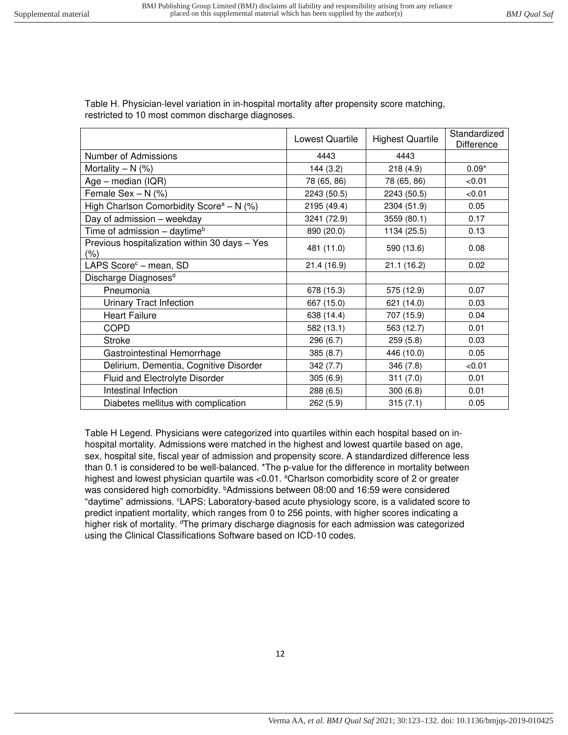Table H. Physician-level variation in in-hospital mortality after propensity score matching, restricted to 10 most common discharge diagnoses.

| | Lowest Quartile | Highest Quartile | Standardized Difference |
|---|---|---|---|
| Number of Admissions | 4443 | 4443 | |
| Mortality – N (%) | 144 (3.2) | 218 (4.9) | 0.09* |
| Age – median (IQR) | 78 (65, 86) | 78 (65, 86) | <0.01 |
| Female Sex – N (%) | 2243 (50.5) | 2243 (50.5) | <0.01 |
| High Charlson Comorbidity Score[a] – N (%) | 2195 (49.4) | 2304 (51.9) | 0.05 |
| Day of admission – weekday | 3241 (72.9) | 3559 (80.1) | 0.17 |
| Time of admission – daytime[b] | 890 (20.0) | 1134 (25.5) | 0.13 |
| Previous hospitalization within 30 days – Yes (%) | 481 (11.0) | 590 (13.6) | 0.08 |
| LAPS Score[c] – mean, SD | 21.4 (16.9) | 21.1 (16.2) | 0.02 |
| Discharge Diagnoses[d] | | | |
| Pneumonia | 678 (15.3) | 575 (12.9) | 0.07 |
| Urinary Tract Infection | 667 (15.0) | 621 (14.0) | 0.03 |
| Heart Failure | 638 (14.4) | 707 (15.9) | 0.04 |
| COPD | 582 (13.1) | 563 (12.7) | 0.01 |
| Stroke | 296 (6.7) | 259 (5.8) | 0.03 |
| Gastrointestinal Hemorrhage | 385 (8.7) | 446 (10.0) | 0.05 |
| Delirium, Dementia, Cognitive Disorder | 342 (7.7) | 346 (7.8) | <0.01 |
| Fluid and Electrolyte Disorder | 305 (6.9) | 311 (7.0) | 0.01 |
| Intestinal Infection | 288 (6.5) | 300 (6.8) | 0.01 |
| Diabetes mellitus with complication | 262 (5.9) | 315 (7.1) | 0.05 |

Table H Legend. Physicians were categorized into quartiles within each hospital based on in-hospital mortality. Admissions were matched in the highest and lowest quartile based on age, sex, hospital site, fiscal year of admission and propensity score. A standardized difference less than 0.1 is considered to be well-balanced. *The p-value for the difference in mortality between highest and lowest physician quartile was <0.01. [a]Charlson comorbidity score of 2 or greater was considered high comorbidity. [b]Admissions between 08:00 and 16:59 were considered "daytime" admissions. [c]LAPS: Laboratory-based acute physiology score, is a validated score to predict inpatient mortality, which ranges from 0 to 256 points, with higher scores indicating a higher risk of mortality. [d]The primary discharge diagnosis for each admission was categorized using the Clinical Classifications Software based on ICD-10 codes.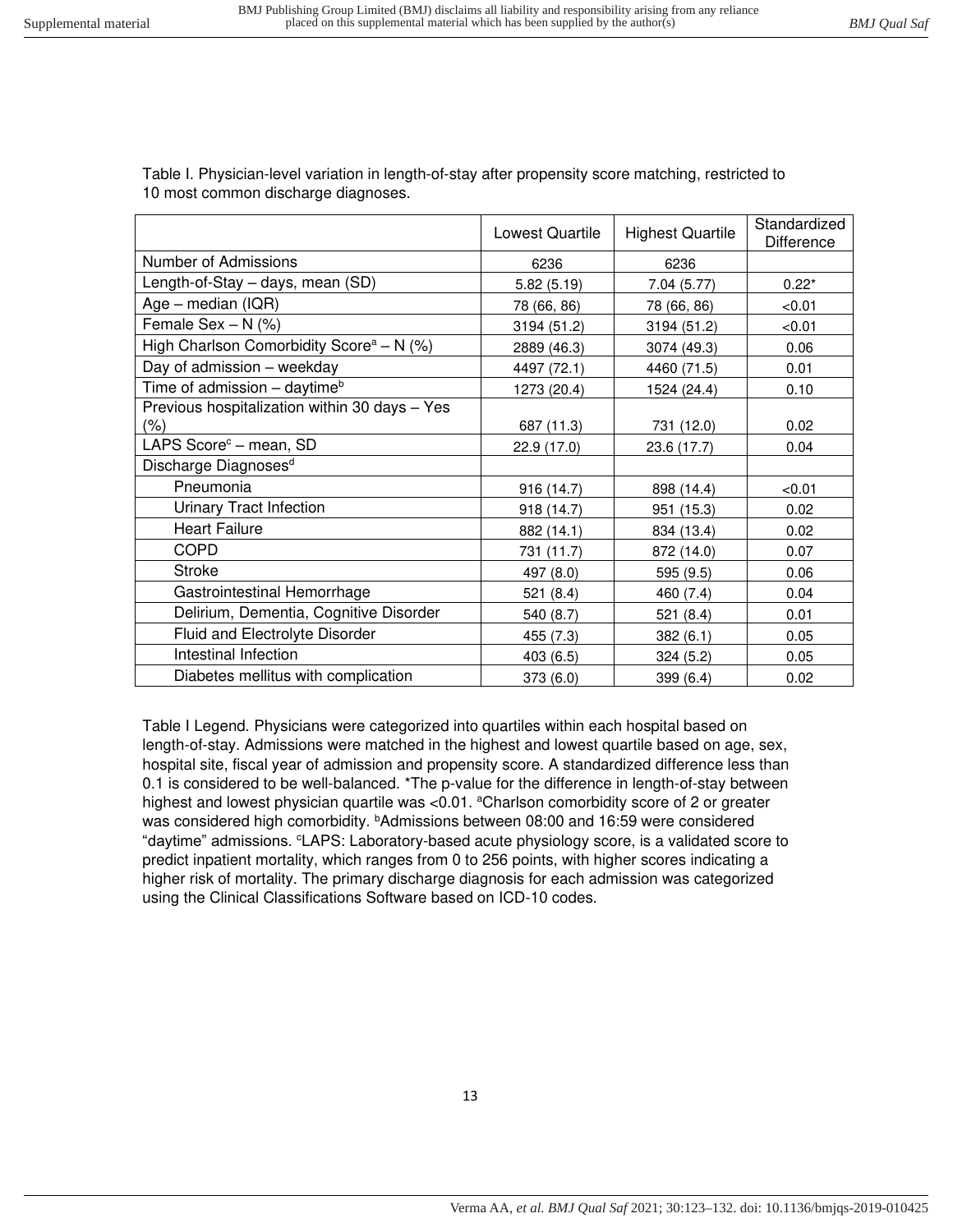Table I. Physician-level variation in length-of-stay after propensity score matching, restricted to 10 most common discharge diagnoses.

| | Lowest Quartile | Highest Quartile | Standardized Difference |
|---|---|---|---|
| Number of Admissions | 6236 | 6236 | |
| Length-of-Stay – days, mean (SD) | 5.82 (5.19) | 7.04 (5.77) | 0.22* |
| Age – median (IQR) | 78 (66, 86) | 78 (66, 86) | <0.01 |
| Female Sex – N (%) | 3194 (51.2) | 3194 (51.2) | <0.01 |
| High Charlson Comorbidity Score[a] – N (%) | 2889 (46.3) | 3074 (49.3) | 0.06 |
| Day of admission – weekday | 4497 (72.1) | 4460 (71.5) | 0.01 |
| Time of admission – daytime[b] | 1273 (20.4) | 1524 (24.4) | 0.10 |
| Previous hospitalization within 30 days – Yes (%) | 687 (11.3) | 731 (12.0) | 0.02 |
| LAPS Score[c] – mean, SD | 22.9 (17.0) | 23.6 (17.7) | 0.04 |
| Discharge Diagnoses[d] | | | |
| Pneumonia | 916 (14.7) | 898 (14.4) | <0.01 |
| Urinary Tract Infection | 918 (14.7) | 951 (15.3) | 0.02 |
| Heart Failure | 882 (14.1) | 834 (13.4) | 0.02 |
| COPD | 731 (11.7) | 872 (14.0) | 0.07 |
| Stroke | 497 (8.0) | 595 (9.5) | 0.06 |
| Gastrointestinal Hemorrhage | 521 (8.4) | 460 (7.4) | 0.04 |
| Delirium, Dementia, Cognitive Disorder | 540 (8.7) | 521 (8.4) | 0.01 |
| Fluid and Electrolyte Disorder | 455 (7.3) | 382 (6.1) | 0.05 |
| Intestinal Infection | 403 (6.5) | 324 (5.2) | 0.05 |
| Diabetes mellitus with complication | 373 (6.0) | 399 (6.4) | 0.02 |

Table I Legend. Physicians were categorized into quartiles within each hospital based on length-of-stay. Admissions were matched in the highest and lowest quartile based on age, sex, hospital site, fiscal year of admission and propensity score. A standardized difference less than 0.1 is considered to be well-balanced. *The p-value for the difference in length-of-stay between highest and lowest physician quartile was <0.01. [a]Charlson comorbidity score of 2 or greater was considered high comorbidity. [b]Admissions between 08:00 and 16:59 were considered "daytime" admissions. [c]LAPS: Laboratory-based acute physiology score, is a validated score to predict inpatient mortality, which ranges from 0 to 256 points, with higher scores indicating a higher risk of mortality. The primary discharge diagnosis for each admission was categorized using the Clinical Classifications Software based on ICD-10 codes.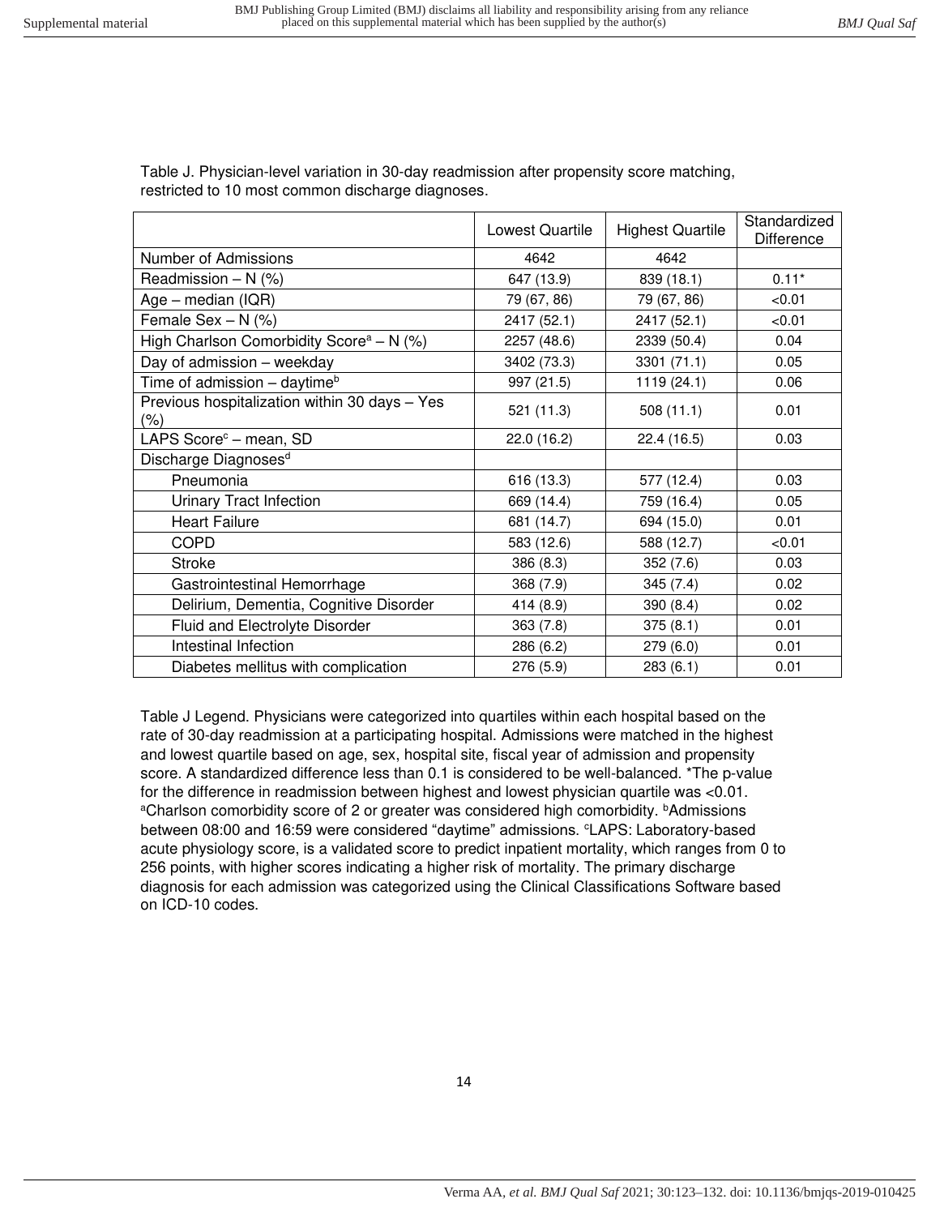Table J. Physician-level variation in 30-day readmission after propensity score matching, restricted to 10 most common discharge diagnoses.

| | Lowest Quartile | Highest Quartile | Standardized Difference |
|---|---|---|---|
| Number of Admissions | 4642 | 4642 | |
| Readmission – N (%) | 647 (13.9) | 839 (18.1) | 0.11* |
| Age – median (IQR) | 79 (67, 86) | 79 (67, 86) | <0.01 |
| Female Sex – N (%) | 2417 (52.1) | 2417 (52.1) | <0.01 |
| High Charlson Comorbidity Score[a] – N (%) | 2257 (48.6) | 2339 (50.4) | 0.04 |
| Day of admission – weekday | 3402 (73.3) | 3301 (71.1) | 0.05 |
| Time of admission – daytime[b] | 997 (21.5) | 1119 (24.1) | 0.06 |
| Previous hospitalization within 30 days – Yes (%) | 521 (11.3) | 508 (11.1) | 0.01 |
| LAPS Score[c] – mean, SD | 22.0 (16.2) | 22.4 (16.5) | 0.03 |
| Discharge Diagnoses[d] | | | |
| Pneumonia | 616 (13.3) | 577 (12.4) | 0.03 |
| Urinary Tract Infection | 669 (14.4) | 759 (16.4) | 0.05 |
| Heart Failure | 681 (14.7) | 694 (15.0) | 0.01 |
| COPD | 583 (12.6) | 588 (12.7) | <0.01 |
| Stroke | 386 (8.3) | 352 (7.6) | 0.03 |
| Gastrointestinal Hemorrhage | 368 (7.9) | 345 (7.4) | 0.02 |
| Delirium, Dementia, Cognitive Disorder | 414 (8.9) | 390 (8.4) | 0.02 |
| Fluid and Electrolyte Disorder | 363 (7.8) | 375 (8.1) | 0.01 |
| Intestinal Infection | 286 (6.2) | 279 (6.0) | 0.01 |
| Diabetes mellitus with complication | 276 (5.9) | 283 (6.1) | 0.01 |

Table J Legend. Physicians were categorized into quartiles within each hospital based on the rate of 30-day readmission at a participating hospital. Admissions were matched in the highest and lowest quartile based on age, sex, hospital site, fiscal year of admission and propensity score. A standardized difference less than 0.1 is considered to be well-balanced. *The p-value for the difference in readmission between highest and lowest physician quartile was <0.01. [a]Charlson comorbidity score of 2 or greater was considered high comorbidity. [b]Admissions between 08:00 and 16:59 were considered "daytime" admissions. [c]LAPS: Laboratory-based acute physiology score, is a validated score to predict inpatient mortality, which ranges from 0 to 256 points, with higher scores indicating a higher risk of mortality. The primary discharge diagnosis for each admission was categorized using the Clinical Classifications Software based on ICD-10 codes.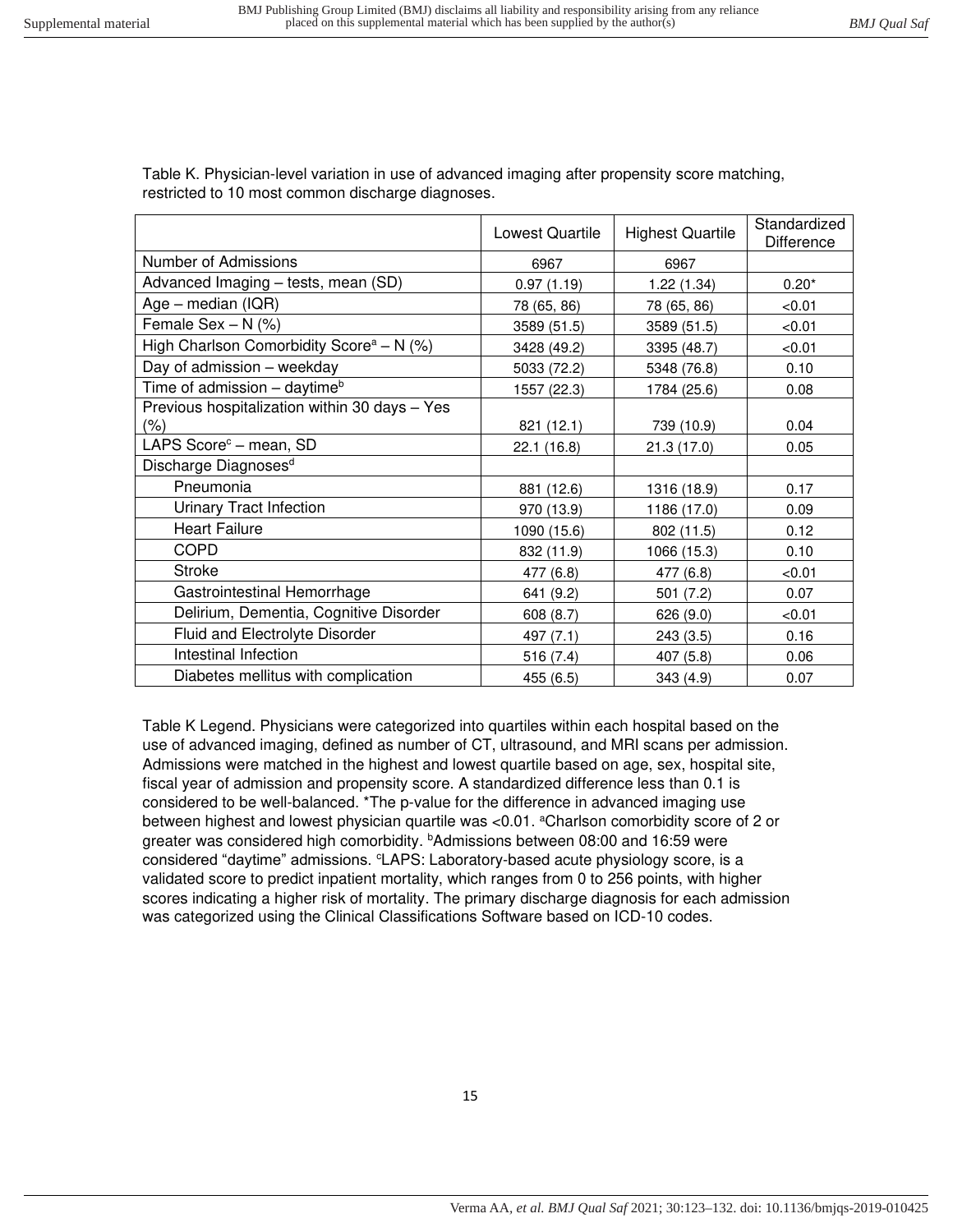Table K. Physician-level variation in use of advanced imaging after propensity score matching, restricted to 10 most common discharge diagnoses.

| | Lowest Quartile | Highest Quartile | Standardized Difference |
|---|---|---|---|
| Number of Admissions | 6967 | 6967 | |
| Advanced Imaging – tests, mean (SD) | 0.97 (1.19) | 1.22 (1.34) | 0.20* |
| Age – median (IQR) | 78 (65, 86) | 78 (65, 86) | <0.01 |
| Female Sex – N (%) | 3589 (51.5) | 3589 (51.5) | <0.01 |
| High Charlson Comorbidity Score[a] – N (%) | 3428 (49.2) | 3395 (48.7) | <0.01 |
| Day of admission – weekday | 5033 (72.2) | 5348 (76.8) | 0.10 |
| Time of admission – daytime[b] | 1557 (22.3) | 1784 (25.6) | 0.08 |
| Previous hospitalization within 30 days – Yes (%) | 821 (12.1) | 739 (10.9) | 0.04 |
| LAPS Score[c] – mean, SD | 22.1 (16.8) | 21.3 (17.0) | 0.05 |
| Discharge Diagnoses[d] | | | |
| Pneumonia | 881 (12.6) | 1316 (18.9) | 0.17 |
| Urinary Tract Infection | 970 (13.9) | 1186 (17.0) | 0.09 |
| Heart Failure | 1090 (15.6) | 802 (11.5) | 0.12 |
| COPD | 832 (11.9) | 1066 (15.3) | 0.10 |
| Stroke | 477 (6.8) | 477 (6.8) | <0.01 |
| Gastrointestinal Hemorrhage | 641 (9.2) | 501 (7.2) | 0.07 |
| Delirium, Dementia, Cognitive Disorder | 608 (8.7) | 626 (9.0) | <0.01 |
| Fluid and Electrolyte Disorder | 497 (7.1) | 243 (3.5) | 0.16 |
| Intestinal Infection | 516 (7.4) | 407 (5.8) | 0.06 |
| Diabetes mellitus with complication | 455 (6.5) | 343 (4.9) | 0.07 |

Table K Legend. Physicians were categorized into quartiles within each hospital based on the use of advanced imaging, defined as number of CT, ultrasound, and MRI scans per admission. Admissions were matched in the highest and lowest quartile based on age, sex, hospital site, fiscal year of admission and propensity score. A standardized difference less than 0.1 is considered to be well-balanced. *The p-value for the difference in advanced imaging use between highest and lowest physician quartile was <0.01. [a]Charlson comorbidity score of 2 or greater was considered high comorbidity. [b]Admissions between 08:00 and 16:59 were considered "daytime" admissions. [c]LAPS: Laboratory-based acute physiology score, is a validated score to predict inpatient mortality, which ranges from 0 to 256 points, with higher scores indicating a higher risk of mortality. The primary discharge diagnosis for each admission was categorized using the Clinical Classifications Software based on ICD-10 codes.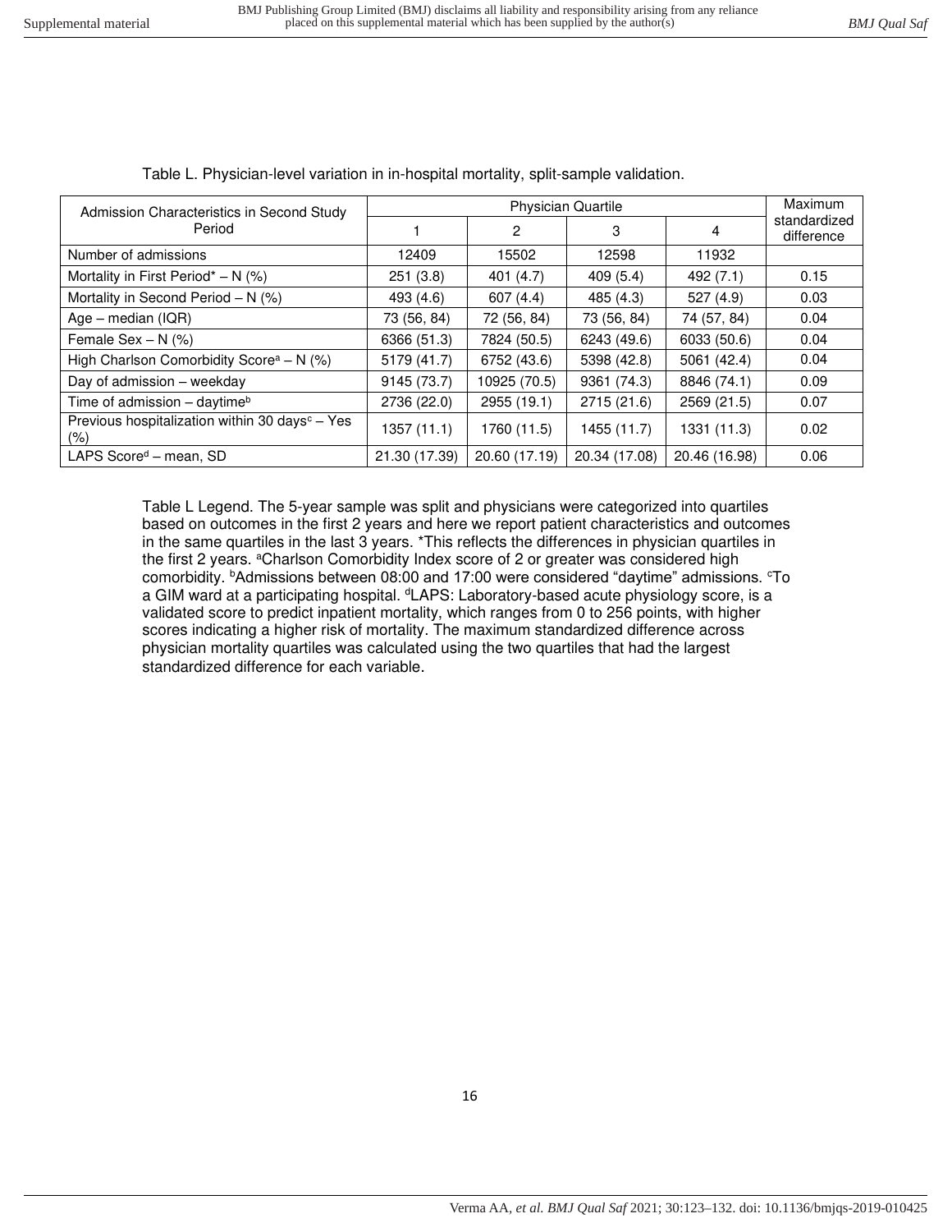Table L. Physician-level variation in in-hospital mortality, split-sample validation.

| Admission Characteristics in Second Study Period | Physician Quartile | | | | Maximum standardized difference |
|---|---|---|---|---|---|
| | 1 | 2 | 3 | 4 | |
| Number of admissions | 12409 | 15502 | 12598 | 11932 | |
| Mortality in First Period* – N (%) | 251 (3.8) | 401 (4.7) | 409 (5.4) | 492 (7.1) | 0.15 |
| Mortality in Second Period – N (%) | 493 (4.6) | 607 (4.4) | 485 (4.3) | 527 (4.9) | 0.03 |
| Age – median (IQR) | 73 (56, 84) | 72 (56, 84) | 73 (56, 84) | 74 (57, 84) | 0.04 |
| Female Sex – N (%) | 6366 (51.3) | 7824 (50.5) | 6243 (49.6) | 6033 (50.6) | 0.04 |
| High Charlson Comorbidity Score[a] – N (%) | 5179 (41.7) | 6752 (43.6) | 5398 (42.8) | 5061 (42.4) | 0.04 |
| Day of admission – weekday | 9145 (73.7) | 10925 (70.5) | 9361 (74.3) | 8846 (74.1) | 0.09 |
| Time of admission – daytime[b] | 2736 (22.0) | 2955 (19.1) | 2715 (21.6) | 2569 (21.5) | 0.07 |
| Previous hospitalization within 30 days[c] – Yes (%) | 1357 (11.1) | 1760 (11.5) | 1455 (11.7) | 1331 (11.3) | 0.02 |
| LAPS Score[d] – mean, SD | 21.30 (17.39) | 20.60 (17.19) | 20.34 (17.08) | 20.46 (16.98) | 0.06 |

Table L Legend. The 5-year sample was split and physicians were categorized into quartiles based on outcomes in the first 2 years and here we report patient characteristics and outcomes in the same quartiles in the last 3 years. *This reflects the differences in physician quartiles in the first 2 years. [a]Charlson Comorbidity Index score of 2 or greater was considered high comorbidity. [b]Admissions between 08:00 and 17:00 were considered "daytime" admissions. [c]To a GIM ward at a participating hospital. [d]LAPS: Laboratory-based acute physiology score, is a validated score to predict inpatient mortality, which ranges from 0 to 256 points, with higher scores indicating a higher risk of mortality. The maximum standardized difference across physician mortality quartiles was calculated using the two quartiles that had the largest standardized difference for each variable.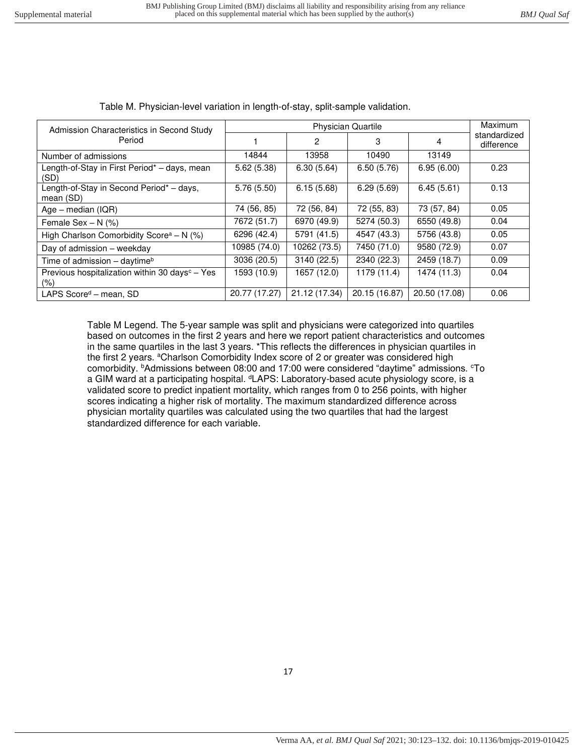Table M. Physician-level variation in length-of-stay, split-sample validation.

| Admission Characteristics in Second Study Period | Physician Quartile | | | | Maximum standardized difference |
|---|---|---|---|---|---|
| | 1 | 2 | 3 | 4 | |
| Number of admissions | 14844 | 13958 | 10490 | 13149 | |
| Length-of-Stay in First Period* – days, mean (SD) | 5.62 (5.38) | 6.30 (5.64) | 6.50 (5.76) | 6.95 (6.00) | 0.23 |
| Length-of-Stay in Second Period* – days, mean (SD) | 5.76 (5.50) | 6.15 (5.68) | 6.29 (5.69) | 6.45 (5.61) | 0.13 |
| Age – median (IQR) | 74 (56, 85) | 72 (56, 84) | 72 (55, 83) | 73 (57, 84) | 0.05 |
| Female Sex – N (%) | 7672 (51.7) | 6970 (49.9) | 5274 (50.3) | 6550 (49.8) | 0.04 |
| High Charlson Comorbidity Score[a] – N (%) | 6296 (42.4) | 5791 (41.5) | 4547 (43.3) | 5756 (43.8) | 0.05 |
| Day of admission – weekday | 10985 (74.0) | 10262 (73.5) | 7450 (71.0) | 9580 (72.9) | 0.07 |
| Time of admission – daytime[b] | 3036 (20.5) | 3140 (22.5) | 2340 (22.3) | 2459 (18.7) | 0.09 |
| Previous hospitalization within 30 days[c] – Yes (%) | 1593 (10.9) | 1657 (12.0) | 1179 (11.4) | 1474 (11.3) | 0.04 |
| LAPS Score[d] – mean, SD | 20.77 (17.27) | 21.12 (17.34) | 20.15 (16.87) | 20.50 (17.08) | 0.06 |

Table M Legend. The 5-year sample was split and physicians were categorized into quartiles based on outcomes in the first 2 years and here we report patient characteristics and outcomes in the same quartiles in the last 3 years. *This reflects the differences in physician quartiles in the first 2 years. [a]Charlson Comorbidity Index score of 2 or greater was considered high comorbidity. [b]Admissions between 08:00 and 17:00 were considered "daytime" admissions. [c]To a GIM ward at a participating hospital. [d]LAPS: Laboratory-based acute physiology score, is a validated score to predict inpatient mortality, which ranges from 0 to 256 points, with higher scores indicating a higher risk of mortality. The maximum standardized difference across physician mortality quartiles was calculated using the two quartiles that had the largest standardized difference for each variable.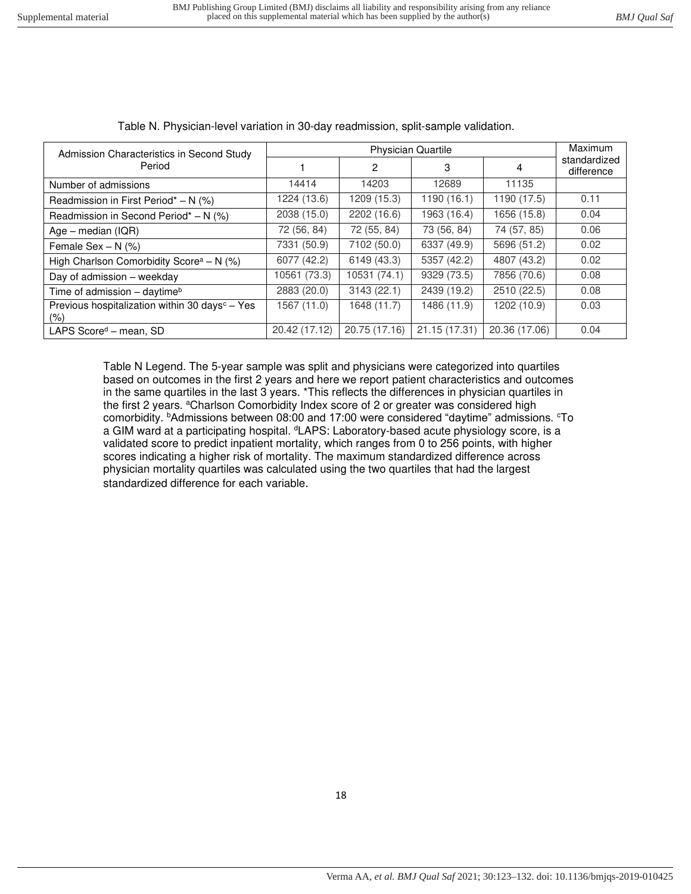Table N. Physician-level variation in 30-day readmission, split-sample validation.

| Admission Characteristics in Second Study Period | Physician Quartile | | | | Maximum standardized difference |
|---|---|---|---|---|---|
| | 1 | 2 | 3 | 4 | |
| Number of admissions | 14414 | 14203 | 12689 | 11135 | |
| Readmission in First Period* – N (%) | 1224 (13.6) | 1209 (15.3) | 1190 (16.1) | 1190 (17.5) | 0.11 |
| Readmission in Second Period* – N (%) | 2038 (15.0) | 2202 (16.6) | 1963 (16.4) | 1656 (15.8) | 0.04 |
| Age – median (IQR) | 72 (56, 84) | 72 (55, 84) | 73 (56, 84) | 74 (57, 85) | 0.06 |
| Female Sex – N (%) | 7331 (50.9) | 7102 (50.0) | 6337 (49.9) | 5696 (51.2) | 0.02 |
| High Charlson Comorbidity Score[a] – N (%) | 6077 (42.2) | 6149 (43.3) | 5357 (42.2) | 4807 (43.2) | 0.02 |
| Day of admission – weekday | 10561 (73.3) | 10531 (74.1) | 9329 (73.5) | 7856 (70.6) | 0.08 |
| Time of admission – daytime[b] | 2883 (20.0) | 3143 (22.1) | 2439 (19.2) | 2510 (22.5) | 0.08 |
| Previous hospitalization within 30 days[c] – Yes (%) | 1567 (11.0) | 1648 (11.7) | 1486 (11.9) | 1202 (10.9) | 0.03 |
| LAPS Score[d] – mean, SD | 20.42 (17.12) | 20.75 (17.16) | 21.15 (17.31) | 20.36 (17.06) | 0.04 |

Table N Legend. The 5-year sample was split and physicians were categorized into quartiles based on outcomes in the first 2 years and here we report patient characteristics and outcomes in the same quartiles in the last 3 years. *This reflects the differences in physician quartiles in the first 2 years. [a]Charlson Comorbidity Index score of 2 or greater was considered high comorbidity. [b]Admissions between 08:00 and 17:00 were considered "daytime" admissions. [c]To a GIM ward at a participating hospital. [d]LAPS: Laboratory-based acute physiology score, is a validated score to predict inpatient mortality, which ranges from 0 to 256 points, with higher scores indicating a higher risk of mortality. The maximum standardized difference across physician mortality quartiles was calculated using the two quartiles that had the largest standardized difference for each variable.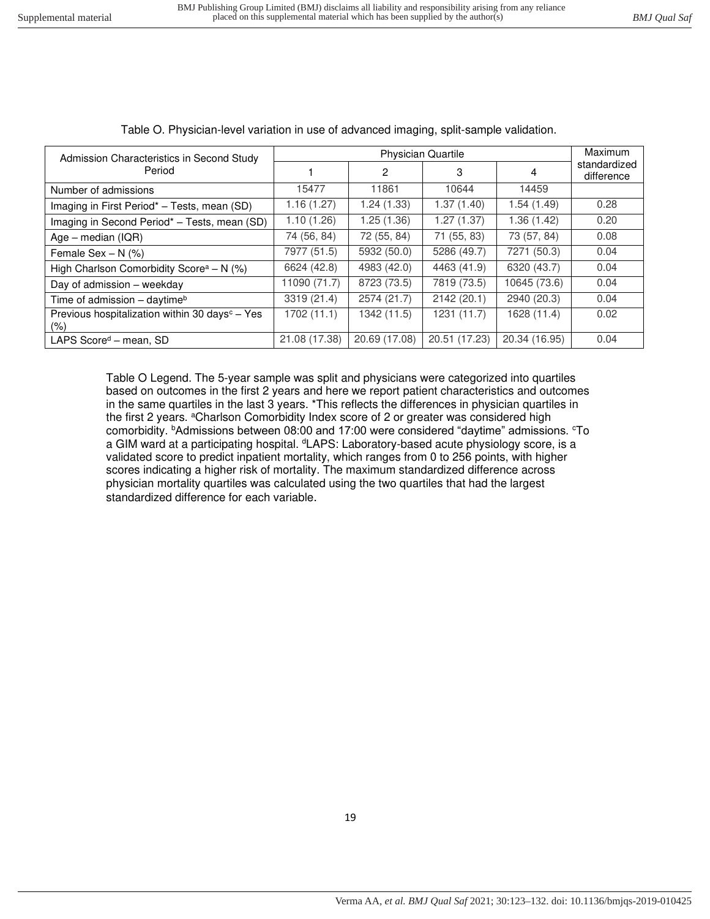Table O. Physician-level variation in use of advanced imaging, split-sample validation.

| Admission Characteristics in Second Study Period | Physician Quartile | | | | Maximum standardized difference |
|---|---|---|---|---|---|
| | 1 | 2 | 3 | 4 | |
| Number of admissions | 15477 | 11861 | 10644 | 14459 | |
| Imaging in First Period* – Tests, mean (SD) | 1.16 (1.27) | 1.24 (1.33) | 1.37 (1.40) | 1.54 (1.49) | 0.28 |
| Imaging in Second Period* – Tests, mean (SD) | 1.10 (1.26) | 1.25 (1.36) | 1.27 (1.37) | 1.36 (1.42) | 0.20 |
| Age – median (IQR) | 74 (56, 84) | 72 (55, 84) | 71 (55, 83) | 73 (57, 84) | 0.08 |
| Female Sex – N (%) | 7977 (51.5) | 5932 (50.0) | 5286 (49.7) | 7271 (50.3) | 0.04 |
| High Charlson Comorbidity Score[a] – N (%) | 6624 (42.8) | 4983 (42.0) | 4463 (41.9) | 6320 (43.7) | 0.04 |
| Day of admission – weekday | 11090 (71.7) | 8723 (73.5) | 7819 (73.5) | 10645 (73.6) | 0.04 |
| Time of admission – daytime[b] | 3319 (21.4) | 2574 (21.7) | 2142 (20.1) | 2940 (20.3) | 0.04 |
| Previous hospitalization within 30 days[c] – Yes (%) | 1702 (11.1) | 1342 (11.5) | 1231 (11.7) | 1628 (11.4) | 0.02 |
| LAPS Score[d] – mean, SD | 21.08 (17.38) | 20.69 (17.08) | 20.51 (17.23) | 20.34 (16.95) | 0.04 |

Table O Legend. The 5-year sample was split and physicians were categorized into quartiles based on outcomes in the first 2 years and here we report patient characteristics and outcomes in the same quartiles in the last 3 years. *This reflects the differences in physician quartiles in the first 2 years. [a]Charlson Comorbidity Index score of 2 or greater was considered high comorbidity. [b]Admissions between 08:00 and 17:00 were considered "daytime" admissions. [c]To a GIM ward at a participating hospital. [d]LAPS: Laboratory-based acute physiology score, is a validated score to predict inpatient mortality, which ranges from 0 to 256 points, with higher scores indicating a higher risk of mortality. The maximum standardized difference across physician mortality quartiles was calculated using the two quartiles that had the largest standardized difference for each variable.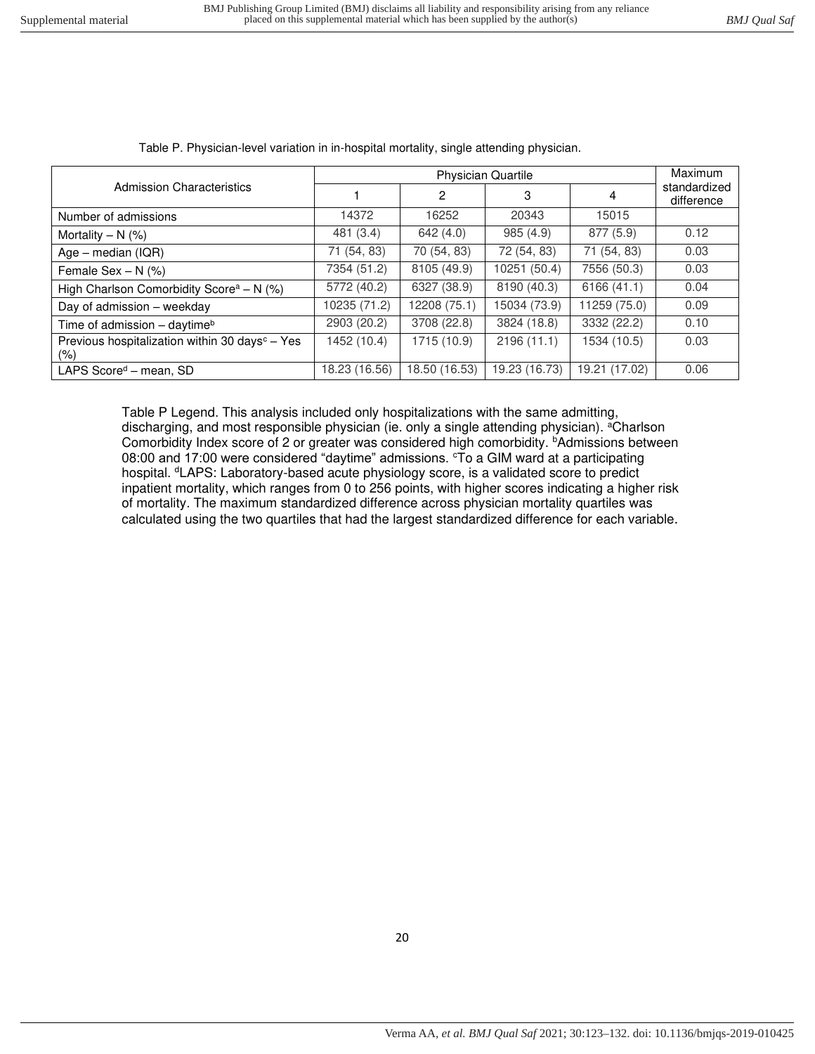Table P. Physician-level variation in in-hospital mortality, single attending physician.

| Admission Characteristics | Physician Quartile | | | | Maximum standardized difference |
|---|---|---|---|---|---|
| | 1 | 2 | 3 | 4 | |
| Number of admissions | 14372 | 16252 | 20343 | 15015 | |
| Mortality – N (%) | 481 (3.4) | 642 (4.0) | 985 (4.9) | 877 (5.9) | 0.12 |
| Age – median (IQR) | 71 (54, 83) | 70 (54, 83) | 72 (54, 83) | 71 (54, 83) | 0.03 |
| Female Sex – N (%) | 7354 (51.2) | 8105 (49.9) | 10251 (50.4) | 7556 (50.3) | 0.03 |
| High Charlson Comorbidity Score[a] – N (%) | 5772 (40.2) | 6327 (38.9) | 8190 (40.3) | 6166 (41.1) | 0.04 |
| Day of admission – weekday | 10235 (71.2) | 12208 (75.1) | 15034 (73.9) | 11259 (75.0) | 0.09 |
| Time of admission – daytime[b] | 2903 (20.2) | 3708 (22.8) | 3824 (18.8) | 3332 (22.2) | 0.10 |
| Previous hospitalization within 30 days[c] – Yes (%) | 1452 (10.4) | 1715 (10.9) | 2196 (11.1) | 1534 (10.5) | 0.03 |
| LAPS Score[d] – mean, SD | 18.23 (16.56) | 18.50 (16.53) | 19.23 (16.73) | 19.21 (17.02) | 0.06 |

Table P Legend. This analysis included only hospitalizations with the same admitting, discharging, and most responsible physician (ie. only a single attending physician). [a]Charlson Comorbidity Index score of 2 or greater was considered high comorbidity. [b]Admissions between 08:00 and 17:00 were considered "daytime" admissions. [c]To a GIM ward at a participating hospital. [d]LAPS: Laboratory-based acute physiology score, is a validated score to predict inpatient mortality, which ranges from 0 to 256 points, with higher scores indicating a higher risk of mortality. The maximum standardized difference across physician mortality quartiles was calculated using the two quartiles that had the largest standardized difference for each variable.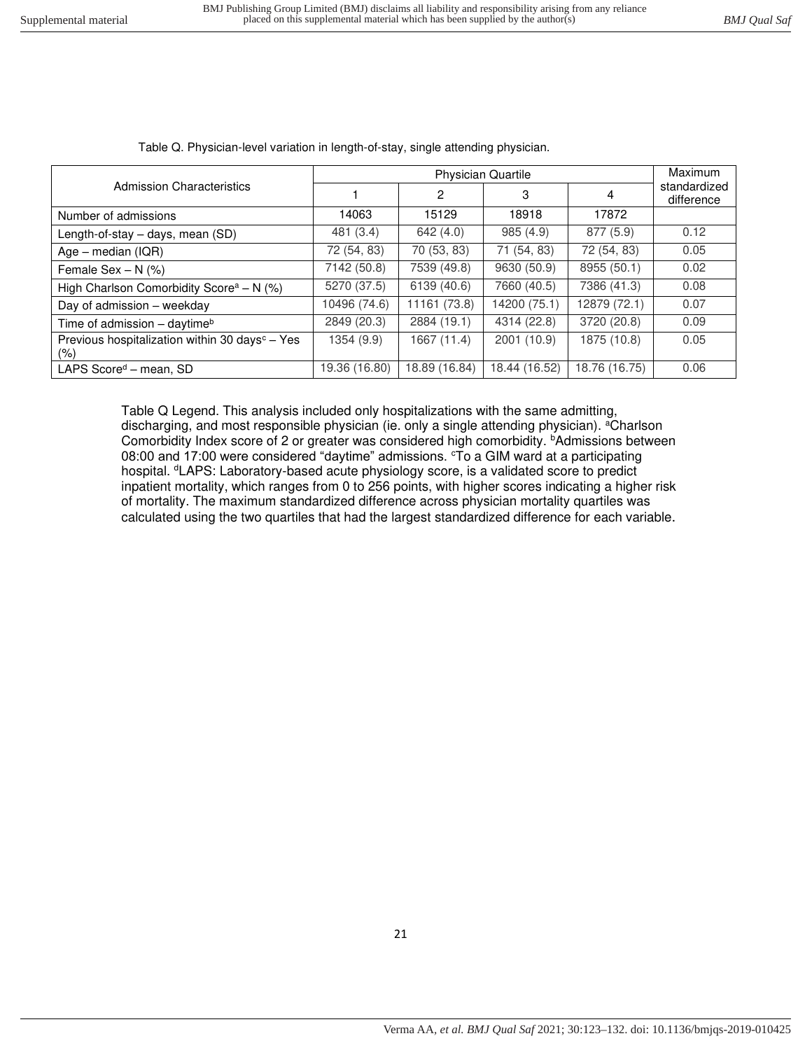Table Q. Physician-level variation in length-of-stay, single attending physician.

| Admission Characteristics | Physician Quartile | | | | Maximum standardized difference |
|---|---|---|---|---|---|
| | 1 | 2 | 3 | 4 | |
| Number of admissions | 14063 | 15129 | 18918 | 17872 | |
| Length-of-stay – days, mean (SD) | 481 (3.4) | 642 (4.0) | 985 (4.9) | 877 (5.9) | 0.12 |
| Age – median (IQR) | 72 (54, 83) | 70 (53, 83) | 71 (54, 83) | 72 (54, 83) | 0.05 |
| Female Sex – N (%) | 7142 (50.8) | 7539 (49.8) | 9630 (50.9) | 8955 (50.1) | 0.02 |
| High Charlson Comorbidity Score[a] – N (%) | 5270 (37.5) | 6139 (40.6) | 7660 (40.5) | 7386 (41.3) | 0.08 |
| Day of admission – weekday | 10496 (74.6) | 11161 (73.8) | 14200 (75.1) | 12879 (72.1) | 0.07 |
| Time of admission – daytime[b] | 2849 (20.3) | 2884 (19.1) | 4314 (22.8) | 3720 (20.8) | 0.09 |
| Previous hospitalization within 30 days[c] – Yes (%) | 1354 (9.9) | 1667 (11.4) | 2001 (10.9) | 1875 (10.8) | 0.05 |
| LAPS Score[d] – mean, SD | 19.36 (16.80) | 18.89 (16.84) | 18.44 (16.52) | 18.76 (16.75) | 0.06 |

Table Q Legend. This analysis included only hospitalizations with the same admitting, discharging, and most responsible physician (ie. only a single attending physician). [a]Charlson Comorbidity Index score of 2 or greater was considered high comorbidity. [b]Admissions between 08:00 and 17:00 were considered "daytime" admissions. [c]To a GIM ward at a participating hospital. [d]LAPS: Laboratory-based acute physiology score, is a validated score to predict inpatient mortality, which ranges from 0 to 256 points, with higher scores indicating a higher risk of mortality. The maximum standardized difference across physician mortality quartiles was calculated using the two quartiles that had the largest standardized difference for each variable.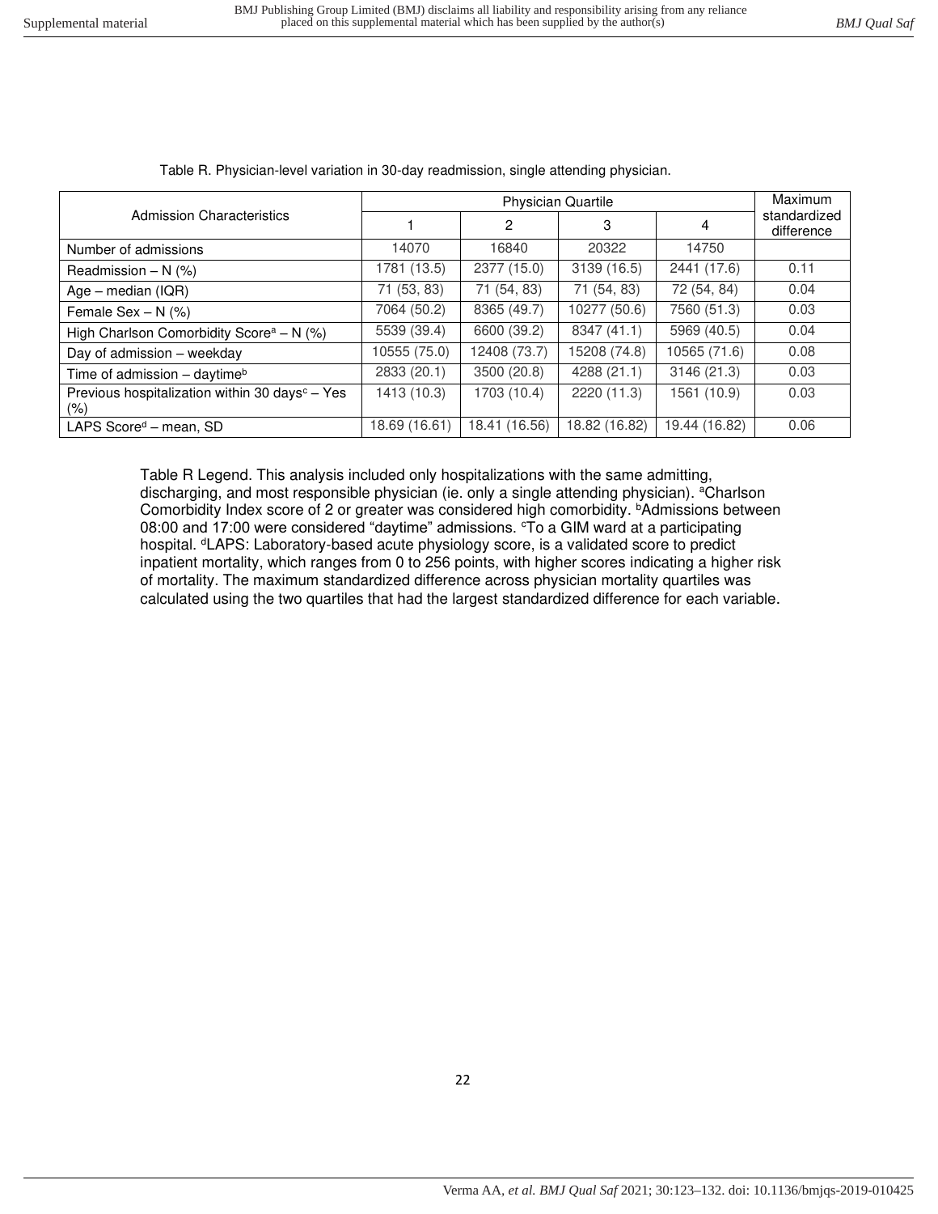Table R. Physician-level variation in 30-day readmission, single attending physician.

| Admission Characteristics | Physician Quartile | | | | Maximum standardized difference |
|---|---|---|---|---|---|
| | 1 | 2 | 3 | 4 | |
| Number of admissions | 14070 | 16840 | 20322 | 14750 | |
| Readmission – N (%) | 1781 (13.5) | 2377 (15.0) | 3139 (16.5) | 2441 (17.6) | 0.11 |
| Age – median (IQR) | 71 (53, 83) | 71 (54, 83) | 71 (54, 83) | 72 (54, 84) | 0.04 |
| Female Sex – N (%) | 7064 (50.2) | 8365 (49.7) | 10277 (50.6) | 7560 (51.3) | 0.03 |
| High Charlson Comorbidity Score[a] – N (%) | 5539 (39.4) | 6600 (39.2) | 8347 (41.1) | 5969 (40.5) | 0.04 |
| Day of admission – weekday | 10555 (75.0) | 12408 (73.7) | 15208 (74.8) | 10565 (71.6) | 0.08 |
| Time of admission – daytime[b] | 2833 (20.1) | 3500 (20.8) | 4288 (21.1) | 3146 (21.3) | 0.03 |
| Previous hospitalization within 30 days[c] – Yes (%) | 1413 (10.3) | 1703 (10.4) | 2220 (11.3) | 1561 (10.9) | 0.03 |
| LAPS Score[d] – mean, SD | 18.69 (16.61) | 18.41 (16.56) | 18.82 (16.82) | 19.44 (16.82) | 0.06 |

Table R Legend. This analysis included only hospitalizations with the same admitting, discharging, and most responsible physician (ie. only a single attending physician). [a]Charlson Comorbidity Index score of 2 or greater was considered high comorbidity. [b]Admissions between 08:00 and 17:00 were considered "daytime" admissions. [c]To a GIM ward at a participating hospital. [d]LAPS: Laboratory-based acute physiology score, is a validated score to predict inpatient mortality, which ranges from 0 to 256 points, with higher scores indicating a higher risk of mortality. The maximum standardized difference across physician mortality quartiles was calculated using the two quartiles that had the largest standardized difference for each variable.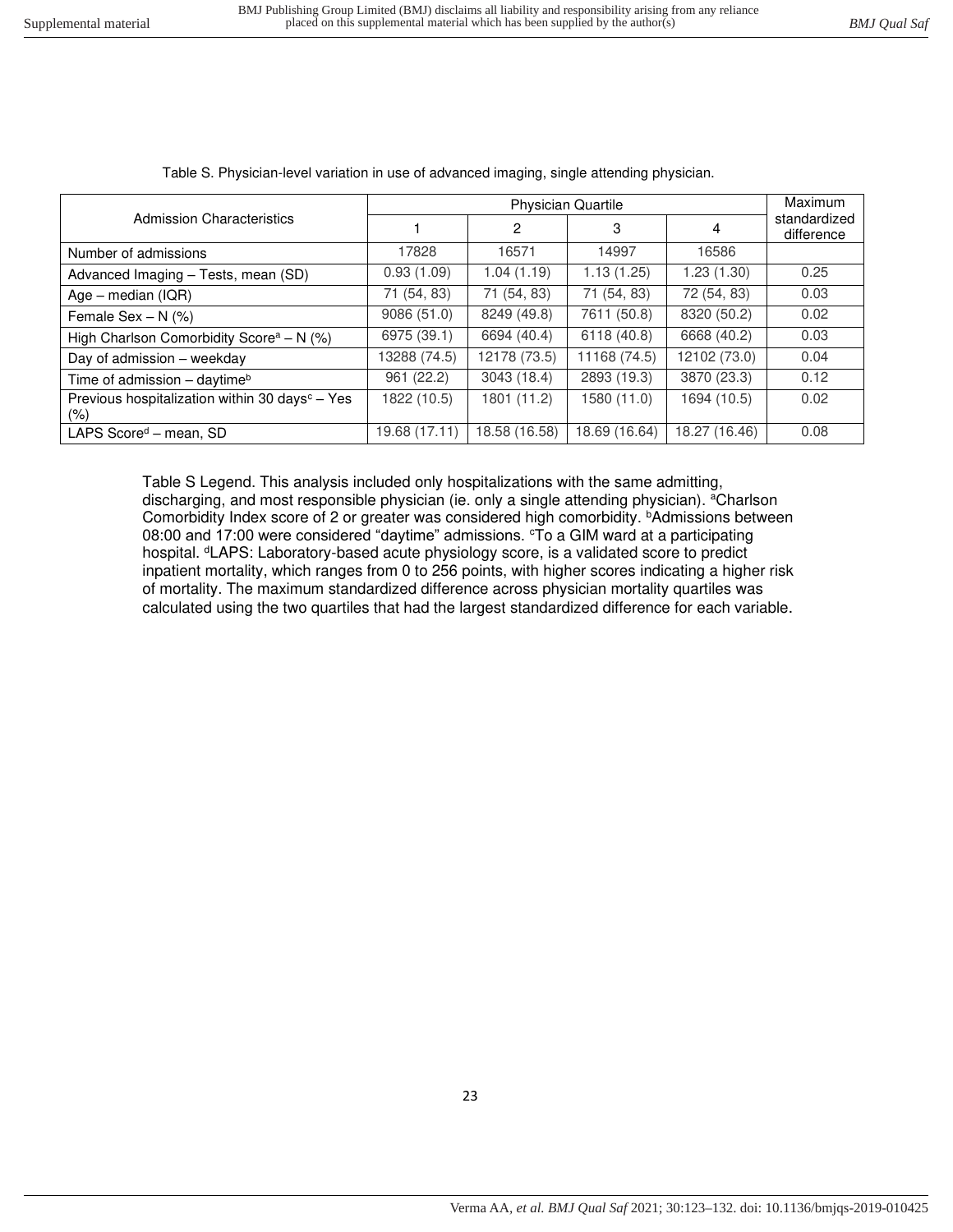Table S. Physician-level variation in use of advanced imaging, single attending physician.

| Admission Characteristics | Physician Quartile | | | | Maximum standardized difference |
|---|---|---|---|---|---|
| | 1 | 2 | 3 | 4 | |
| Number of admissions | 17828 | 16571 | 14997 | 16586 | |
| Advanced Imaging – Tests, mean (SD) | 0.93 (1.09) | 1.04 (1.19) | 1.13 (1.25) | 1.23 (1.30) | 0.25 |
| Age – median (IQR) | 71 (54, 83) | 71 (54, 83) | 71 (54, 83) | 72 (54, 83) | 0.03 |
| Female Sex – N (%) | 9086 (51.0) | 8249 (49.8) | 7611 (50.8) | 8320 (50.2) | 0.02 |
| High Charlson Comorbidity Score[a] – N (%) | 6975 (39.1) | 6694 (40.4) | 6118 (40.8) | 6668 (40.2) | 0.03 |
| Day of admission – weekday | 13288 (74.5) | 12178 (73.5) | 11168 (74.5) | 12102 (73.0) | 0.04 |
| Time of admission – daytime[b] | 961 (22.2) | 3043 (18.4) | 2893 (19.3) | 3870 (23.3) | 0.12 |
| Previous hospitalization within 30 days[c] – Yes (%) | 1822 (10.5) | 1801 (11.2) | 1580 (11.0) | 1694 (10.5) | 0.02 |
| LAPS Score[d] – mean, SD | 19.68 (17.11) | 18.58 (16.58) | 18.69 (16.64) | 18.27 (16.46) | 0.08 |

Table S Legend. This analysis included only hospitalizations with the same admitting, discharging, and most responsible physician (ie. only a single attending physician). [a]Charlson Comorbidity Index score of 2 or greater was considered high comorbidity. [b]Admissions between 08:00 and 17:00 were considered "daytime" admissions. [c]To a GIM ward at a participating hospital. [d]LAPS: Laboratory-based acute physiology score, is a validated score to predict inpatient mortality, which ranges from 0 to 256 points, with higher scores indicating a higher risk of mortality. The maximum standardized difference across physician mortality quartiles was calculated using the two quartiles that had the largest standardized difference for each variable.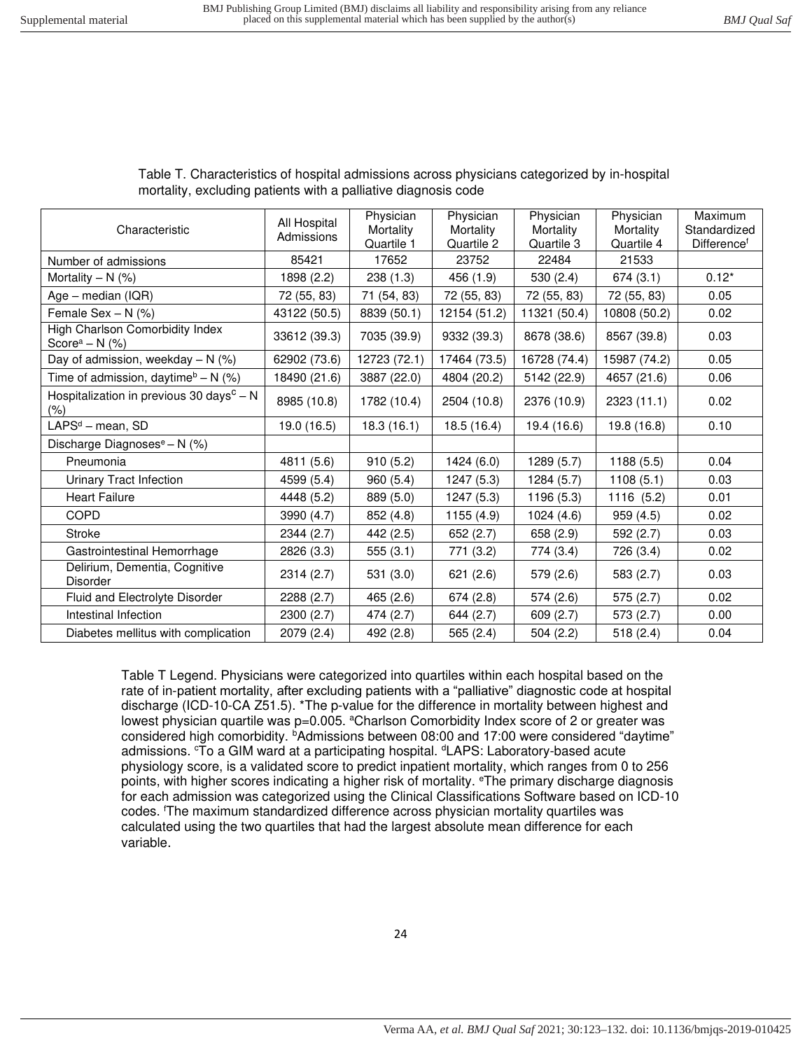Table T. Characteristics of hospital admissions across physicians categorized by in-hospital mortality, excluding patients with a palliative diagnosis code

| Characteristic | All Hospital Admissions | Physician Mortality Quartile 1 | Physician Mortality Quartile 2 | Physician Mortality Quartile 3 | Physician Mortality Quartile 4 | Maximum Standardized Difference[f] |
|---|---|---|---|---|---|---|
| Number of admissions | 85421 | 17652 | 23752 | 22484 | 21533 | |
| Mortality – N (%) | 1898 (2.2) | 238 (1.3) | 456 (1.9) | 530 (2.4) | 674 (3.1) | 0.12* |
| Age – median (IQR) | 72 (55, 83) | 71 (54, 83) | 72 (55, 83) | 72 (55, 83) | 72 (55, 83) | 0.05 |
| Female Sex – N (%) | 43122 (50.5) | 8839 (50.1) | 12154 (51.2) | 11321 (50.4) | 10808 (50.2) | 0.02 |
| High Charlson Comorbidity Index Score[a] – N (%) | 33612 (39.3) | 7035 (39.9) | 9332 (39.3) | 8678 (38.6) | 8567 (39.8) | 0.03 |
| Day of admission, weekday – N (%) | 62902 (73.6) | 12723 (72.1) | 17464 (73.5) | 16728 (74.4) | 15987 (74.2) | 0.05 |
| Time of admission, daytime[b] – N (%) | 18490 (21.6) | 3887 (22.0) | 4804 (20.2) | 5142 (22.9) | 4657 (21.6) | 0.06 |
| Hospitalization in previous 30 days[c] – N (%) | 8985 (10.8) | 1782 (10.4) | 2504 (10.8) | 2376 (10.9) | 2323 (11.1) | 0.02 |
| LAPS[d] – mean, SD | 19.0 (16.5) | 18.3 (16.1) | 18.5 (16.4) | 19.4 (16.6) | 19.8 (16.8) | 0.10 |
| Discharge Diagnoses[e] – N (%) | | | | | | |
| Pneumonia | 4811 (5.6) | 910 (5.2) | 1424 (6.0) | 1289 (5.7) | 1188 (5.5) | 0.04 |
| Urinary Tract Infection | 4599 (5.4) | 960 (5.4) | 1247 (5.3) | 1284 (5.7) | 1108 (5.1) | 0.03 |
| Heart Failure | 4448 (5.2) | 889 (5.0) | 1247 (5.3) | 1196 (5.3) | 1116 (5.2) | 0.01 |
| COPD | 3990 (4.7) | 852 (4.8) | 1155 (4.9) | 1024 (4.6) | 959 (4.5) | 0.02 |
| Stroke | 2344 (2.7) | 442 (2.5) | 652 (2.7) | 658 (2.9) | 592 (2.7) | 0.03 |
| Gastrointestinal Hemorrhage | 2826 (3.3) | 555 (3.1) | 771 (3.2) | 774 (3.4) | 726 (3.4) | 0.02 |
| Delirium, Dementia, Cognitive Disorder | 2314 (2.7) | 531 (3.0) | 621 (2.6) | 579 (2.6) | 583 (2.7) | 0.03 |
| Fluid and Electrolyte Disorder | 2288 (2.7) | 465 (2.6) | 674 (2.8) | 574 (2.6) | 575 (2.7) | 0.02 |
| Intestinal Infection | 2300 (2.7) | 474 (2.7) | 644 (2.7) | 609 (2.7) | 573 (2.7) | 0.00 |
| Diabetes mellitus with complication | 2079 (2.4) | 492 (2.8) | 565 (2.4) | 504 (2.2) | 518 (2.4) | 0.04 |

Table T Legend. Physicians were categorized into quartiles within each hospital based on the rate of in-patient mortality, after excluding patients with a "palliative" diagnostic code at hospital discharge (ICD-10-CA Z51.5). *The p-value for the difference in mortality between highest and lowest physician quartile was p=0.005. [a]Charlson Comorbidity Index score of 2 or greater was considered high comorbidity. [b]Admissions between 08:00 and 17:00 were considered "daytime" admissions. [c]To a GIM ward at a participating hospital. [d]LAPS: Laboratory-based acute physiology score, is a validated score to predict inpatient mortality, which ranges from 0 to 256 points, with higher scores indicating a higher risk of mortality. [e]The primary discharge diagnosis for each admission was categorized using the Clinical Classifications Software based on ICD-10 codes. [f]The maximum standardized difference across physician mortality quartiles was calculated using the two quartiles that had the largest absolute mean difference for each variable.